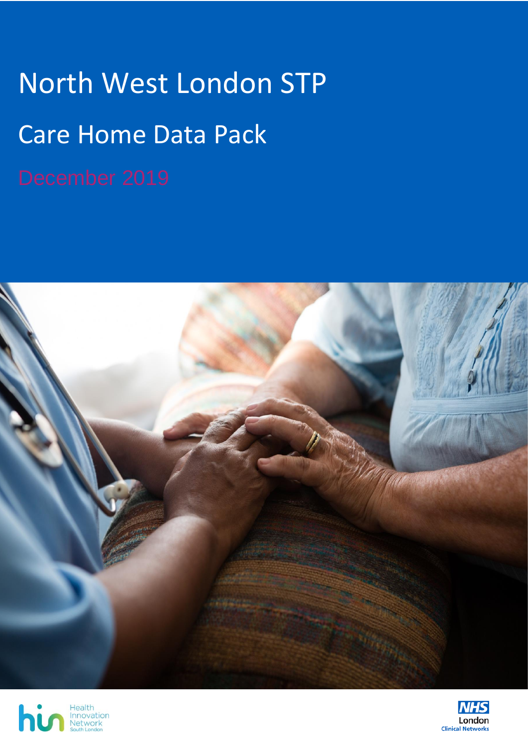# North West London STP

## Care Home Data Pack

December 2019

Health Innovation Network South London

NHS London Clinical Networks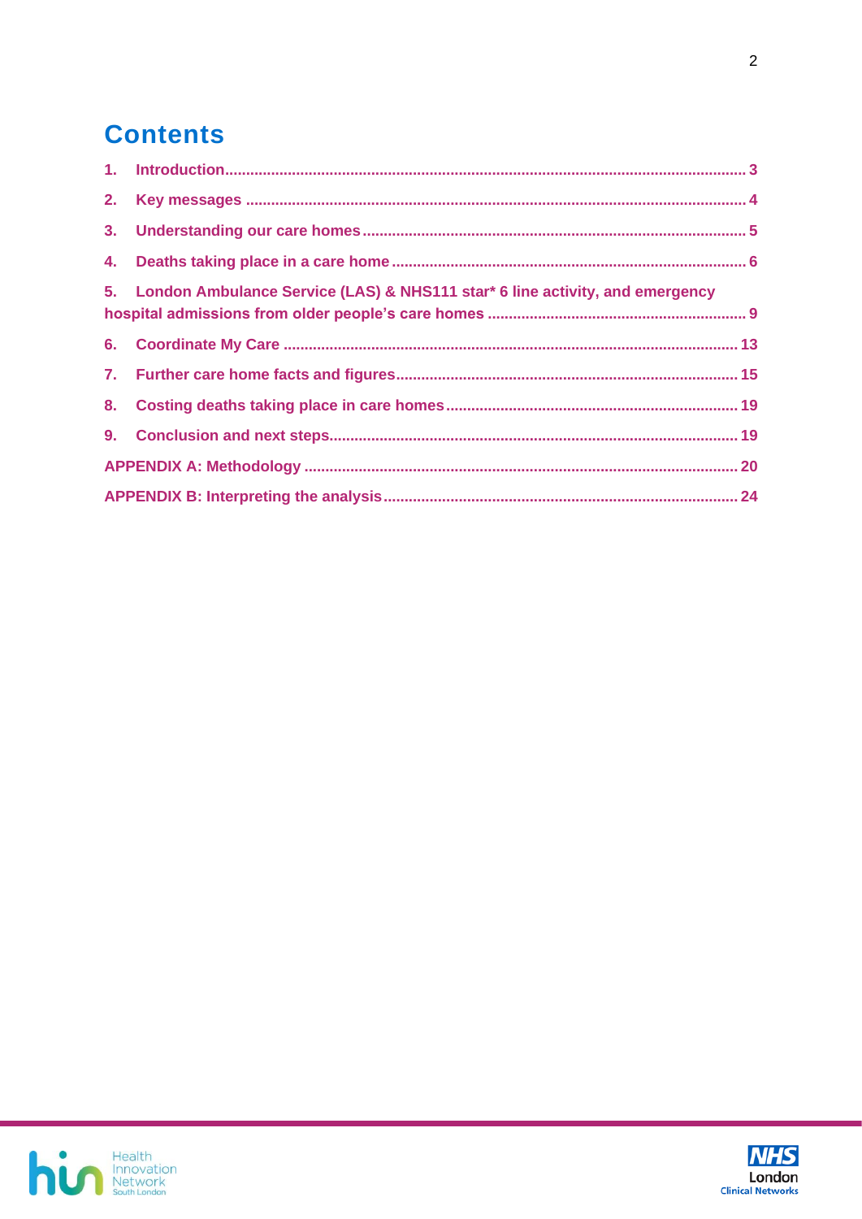# Contents

1. Introduction ..... 3
2. Key messages ..... 4
3. Understanding our care homes ..... 5
4. Deaths taking place in a care home ..... 6
5. London Ambulance Service (LAS) & NHS111 star* 6 line activity, and emergency hospital admissions from older people's care homes ..... 9
6. Coordinate My Care ..... 13
7. Further care home facts and figures ..... 15
8. Costing deaths taking place in care homes ..... 19
9. Conclusion and next steps ..... 19

APPENDIX A: Methodology ..... 20

APPENDIX B: Interpreting the analysis ..... 24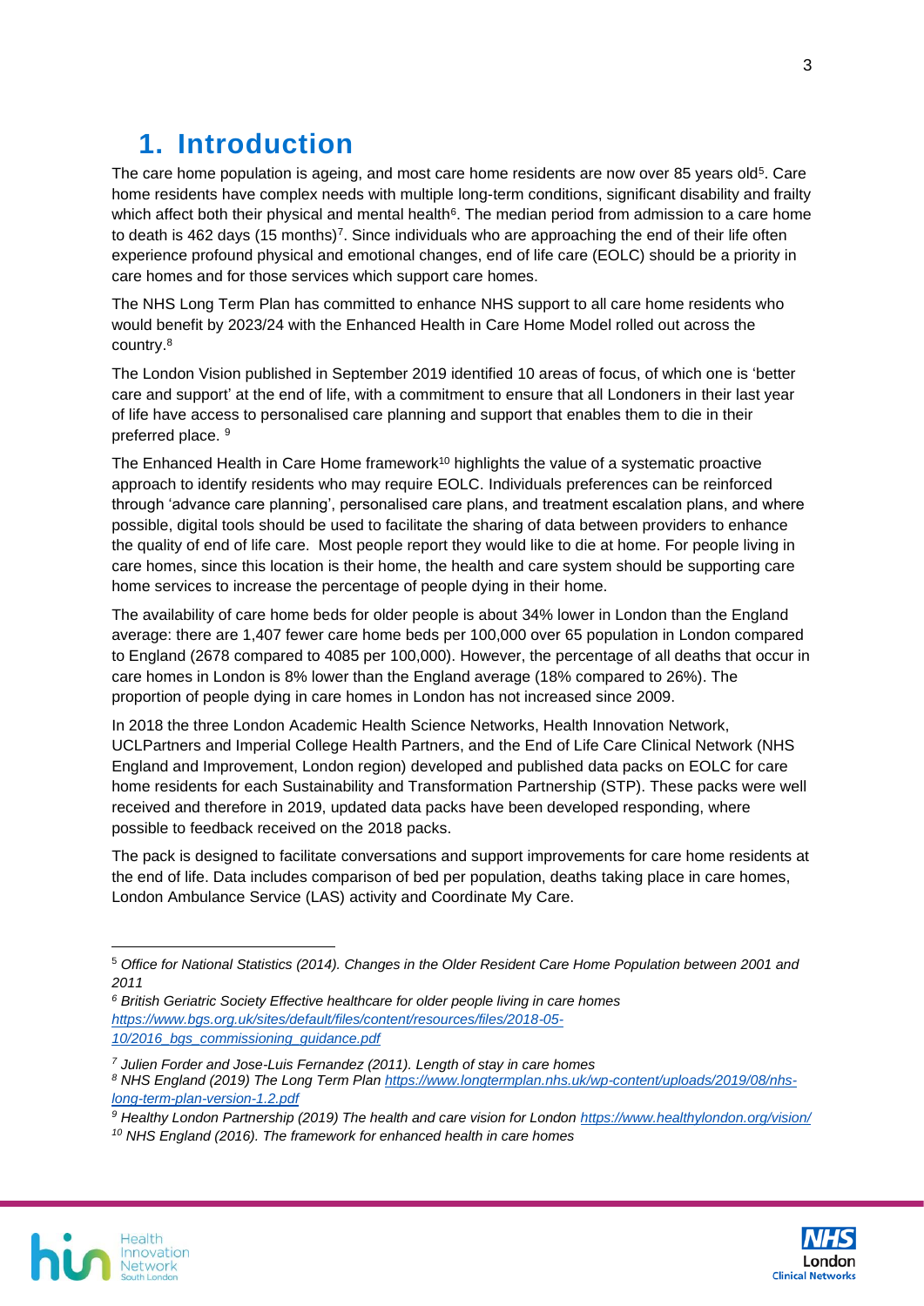# 1. Introduction

The care home population is ageing, and most care home residents are now over 85 years old[5]. Care home residents have complex needs with multiple long-term conditions, significant disability and frailty which affect both their physical and mental health[6]. The median period from admission to a care home to death is 462 days (15 months)[7]. Since individuals who are approaching the end of their life often experience profound physical and emotional changes, end of life care (EOLC) should be a priority in care homes and for those services which support care homes.

The NHS Long Term Plan has committed to enhance NHS support to all care home residents who would benefit by 2023/24 with the Enhanced Health in Care Home Model rolled out across the country.[8]

The London Vision published in September 2019 identified 10 areas of focus, of which one is 'better care and support' at the end of life, with a commitment to ensure that all Londoners in their last year of life have access to personalised care planning and support that enables them to die in their preferred place. [9]

The Enhanced Health in Care Home framework[10] highlights the value of a systematic proactive approach to identify residents who may require EOLC. Individuals preferences can be reinforced through 'advance care planning', personalised care plans, and treatment escalation plans, and where possible, digital tools should be used to facilitate the sharing of data between providers to enhance the quality of end of life care. Most people report they would like to die at home. For people living in care homes, since this location is their home, the health and care system should be supporting care home services to increase the percentage of people dying in their home.

The availability of care home beds for older people is about 34% lower in London than the England average: there are 1,407 fewer care home beds per 100,000 over 65 population in London compared to England (2678 compared to 4085 per 100,000). However, the percentage of all deaths that occur in care homes in London is 8% lower than the England average (18% compared to 26%). The proportion of people dying in care homes in London has not increased since 2009.

In 2018 the three London Academic Health Science Networks, Health Innovation Network, UCLPartners and Imperial College Health Partners, and the End of Life Care Clinical Network (NHS England and Improvement, London region) developed and published data packs on EOLC for care home residents for each Sustainability and Transformation Partnership (STP). These packs were well received and therefore in 2019, updated data packs have been developed responding, where possible to feedback received on the 2018 packs.

The pack is designed to facilitate conversations and support improvements for care home residents at the end of life. Data includes comparison of bed per population, deaths taking place in care homes, London Ambulance Service (LAS) activity and Coordinate My Care.

---

[5] *Office for National Statistics (2014). Changes in the Older Resident Care Home Population between 2001 and 2011*

[6] *British Geriatric Society Effective healthcare for older people living in care homes* *https://www.bgs.org.uk/sites/default/files/content/resources/files/2018-05-10/2016_bgs_commissioning_guidance.pdf*

[7] *Julien Forder and Jose-Luis Fernandez (2011). Length of stay in care homes*

[8] *NHS England (2019) The Long Term Plan* *https://www.longtermplan.nhs.uk/wp-content/uploads/2019/08/nhs-long-term-plan-version-1.2.pdf*

[9] *Healthy London Partnership (2019) The health and care vision for London* *https://www.healthylondon.org/vision/*

[10] *NHS England (2016). The framework for enhanced health in care homes*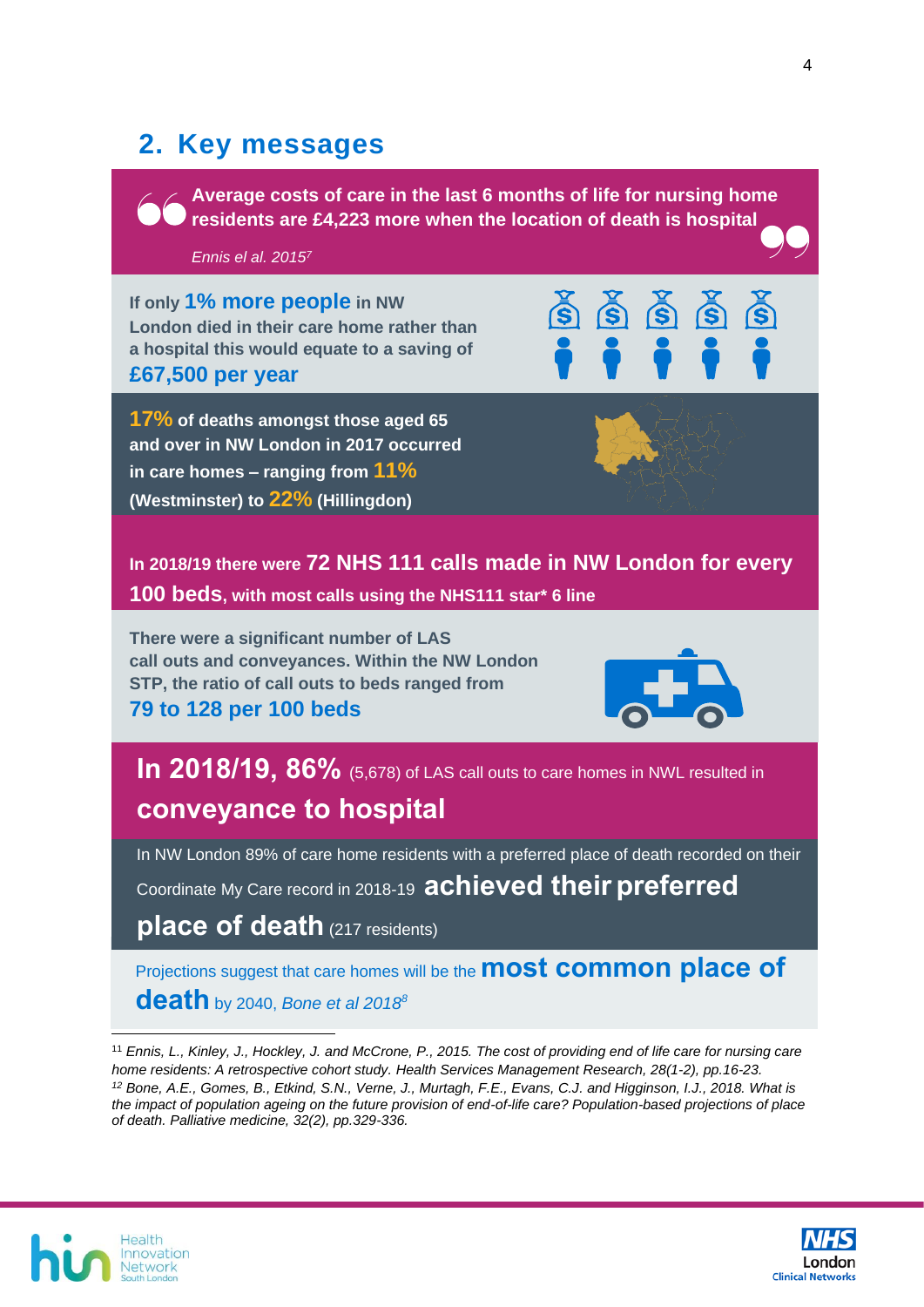## 2. Key messages

**Average costs of care in the last 6 months of life for nursing home residents are £4,223 more when the location of death is hospital**

*Ennis el al. 2015*[7]

**If only 1% more people in NW London died in their care home rather than a hospital this would equate to a saving of £67,500 per year**

**17% of deaths amongst those aged 65 and over in NW London in 2017 occurred in care homes – ranging from 11% (Westminster) to 22% (Hillingdon)**

**In 2018/19 there were 72 NHS 111 calls made in NW London for every 100 beds, with most calls using the NHS111 star* 6 line**

**There were a significant number of LAS call outs and conveyances. Within the NW London STP, the ratio of call outs to beds ranged from 79 to 128 per 100 beds**

**In 2018/19, 86%** (5,678) of LAS call outs to care homes in NWL resulted in **conveyance to hospital**

In NW London 89% of care home residents with a preferred place of death recorded on their Coordinate My Care record in 2018-19 **achieved their preferred place of death** (217 residents)

Projections suggest that care homes will be the **most common place of death** by 2040, *Bone et al 2018*[8]

---

[11] *Ennis, L., Kinley, J., Hockley, J. and McCrone, P., 2015. The cost of providing end of life care for nursing care home residents: A retrospective cohort study. Health Services Management Research, 28(1-2), pp.16-23.*

[12] *Bone, A.E., Gomes, B., Etkind, S.N., Verne, J., Murtagh, F.E., Evans, C.J. and Higginson, I.J., 2018. What is the impact of population ageing on the future provision of end-of-life care? Population-based projections of place of death. Palliative medicine, 32(2), pp.329-336.*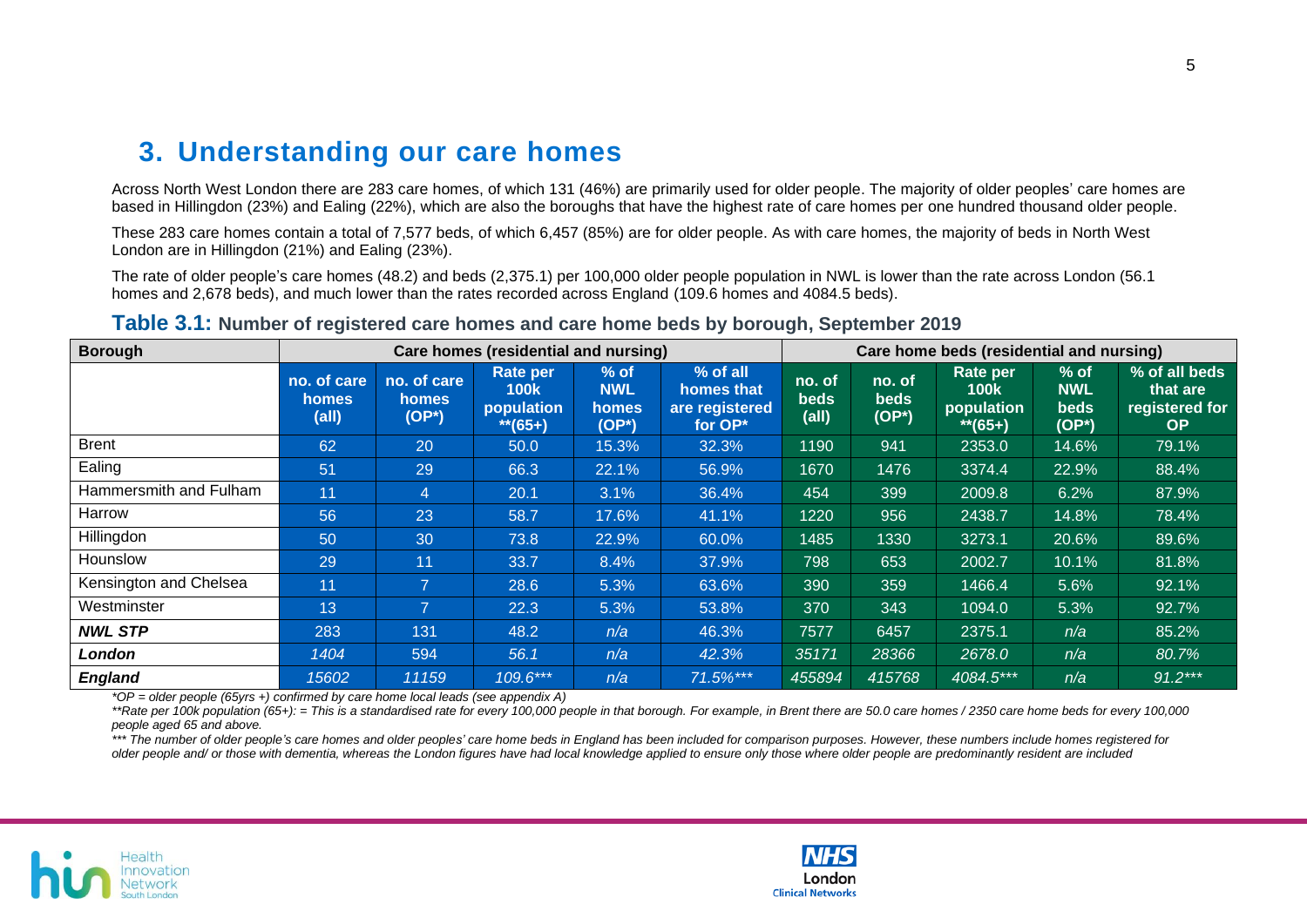## 3. Understanding our care homes

Across North West London there are 283 care homes, of which 131 (46%) are primarily used for older people. The majority of older peoples' care homes are based in Hillingdon (23%) and Ealing (22%), which are also the boroughs that have the highest rate of care homes per one hundred thousand older people.

These 283 care homes contain a total of 7,577 beds, of which 6,457 (85%) are for older people. As with care homes, the majority of beds in North West London are in Hillingdon (21%) and Ealing (23%).

The rate of older people's care homes (48.2) and beds (2,375.1) per 100,000 older people population in NWL is lower than the rate across London (56.1 homes and 2,678 beds), and much lower than the rates recorded across England (109.6 homes and 4084.5 beds).

### Table 3.1: Number of registered care homes and care home beds by borough, September 2019

| Borough | Care homes (residential and nursing) | | | | | Care home beds (residential and nursing) | | | | |
|---|---|---|---|---|---|---|---|---|---|---|
| | no. of care homes (all) | no. of care homes (OP*) | Rate per 100k population **(65+) | % of NWL homes (OP*) | % of all homes that are registered for OP* | no. of beds (all) | no. of beds (OP*) | Rate per 100k population **(65+) | % of NWL beds (OP*) | % of all beds that are registered for OP |
| Brent | 62 | 20 | 50.0 | 15.3% | 32.3% | 1190 | 941 | 2353.0 | 14.6% | 79.1% |
| Ealing | 51 | 29 | 66.3 | 22.1% | 56.9% | 1670 | 1476 | 3374.4 | 22.9% | 88.4% |
| Hammersmith and Fulham | 11 | 4 | 20.1 | 3.1% | 36.4% | 454 | 399 | 2009.8 | 6.2% | 87.9% |
| Harrow | 56 | 23 | 58.7 | 17.6% | 41.1% | 1220 | 956 | 2438.7 | 14.8% | 78.4% |
| Hillingdon | 50 | 30 | 73.8 | 22.9% | 60.0% | 1485 | 1330 | 3273.1 | 20.6% | 89.6% |
| Hounslow | 29 | 11 | 33.7 | 8.4% | 37.9% | 798 | 653 | 2002.7 | 10.1% | 81.8% |
| Kensington and Chelsea | 11 | 7 | 28.6 | 5.3% | 63.6% | 390 | 359 | 1466.4 | 5.6% | 92.1% |
| Westminster | 13 | 7 | 22.3 | 5.3% | 53.8% | 370 | 343 | 1094.0 | 5.3% | 92.7% |
| ***NWL STP*** | 283 | 131 | 48.2 | *n/a* | 46.3% | 7577 | 6457 | 2375.1 | *n/a* | 85.2% |
| ***London*** | *1404* | 594 | *56.1* | *n/a* | *42.3%* | *35171* | *28366* | *2678.0* | *n/a* | *80.7%* |
| ***England*** | *15602* | *11159* | *109.6**** | *n/a* | *71.5%**** | *455894* | *415768* | *4084.5**** | *n/a* | *91.2**** |

*\*OP = older people (65yrs +) confirmed by care home local leads (see appendix A)*

*\*\*Rate per 100k population (65+): = This is a standardised rate for every 100,000 people in that borough. For example, in Brent there are 50.0 care homes / 2350 care home beds for every 100,000 people aged 65 and above.*

*\*\*\* The number of older people's care homes and older peoples' care home beds in England has been included for comparison purposes. However, these numbers include homes registered for older people and/ or those with dementia, whereas the London figures have had local knowledge applied to ensure only those where older people are predominantly resident are included*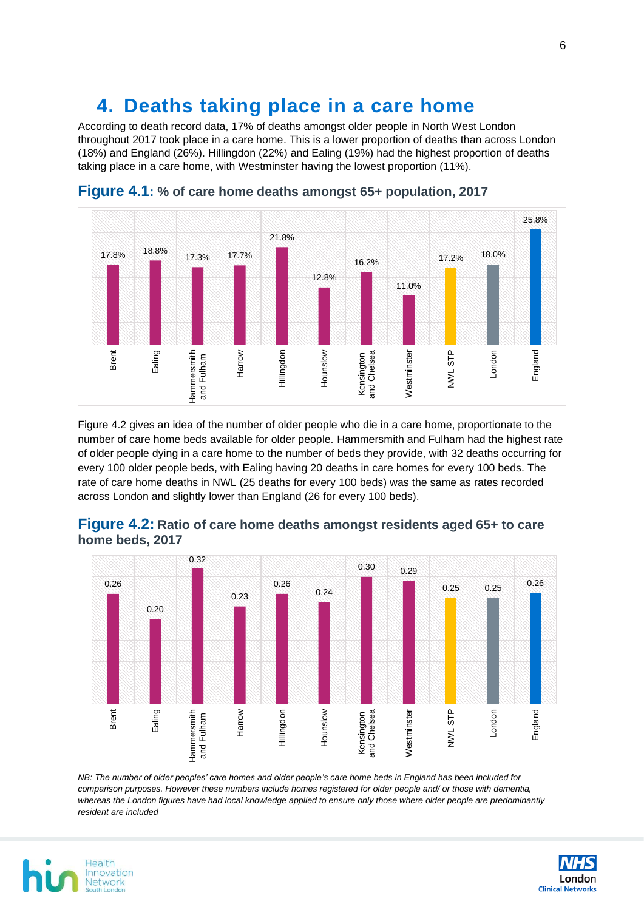## 4. Deaths taking place in a care home

According to death record data, 17% of deaths amongst older people in North West London throughout 2017 took place in a care home. This is a lower proportion of deaths than across London (18%) and England (26%). Hillingdon (22%) and Ealing (19%) had the highest proportion of deaths taking place in a care home, with Westminster having the lowest proportion (11%).

**Figure 4.1: % of care home deaths amongst 65+ population, 2017**

| Area | % of care home deaths |
|---|---|
| Brent | 17.8% |
| Ealing | 18.8% |
| Hammersmith and Fulham | 17.3% |
| Harrow | 17.7% |
| Hillingdon | 21.8% |
| Hounslow | 12.8% |
| Kensington and Chelsea | 16.2% |
| Westminster | 11.0% |
| NWL STP | 17.2% |
| London | 18.0% |
| England | 25.8% |

Figure 4.2 gives an idea of the number of older people who die in a care home, proportionate to the number of care home beds available for older people. Hammersmith and Fulham had the highest rate of older people dying in a care home to the number of beds they provide, with 32 deaths occurring for every 100 older people beds, with Ealing having 20 deaths in care homes for every 100 beds. The rate of care home deaths in NWL (25 deaths for every 100 beds) was the same as rates recorded across London and slightly lower than England (26 for every 100 beds).

**Figure 4.2: Ratio of care home deaths amongst residents aged 65+ to care home beds, 2017**

| Area | Ratio |
|---|---|
| Brent | 0.26 |
| Ealing | 0.20 |
| Hammersmith and Fulham | 0.32 |
| Harrow | 0.23 |
| Hillingdon | 0.26 |
| Hounslow | 0.24 |
| Kensington and Chelsea | 0.30 |
| Westminster | 0.29 |
| NWL STP | 0.25 |
| London | 0.25 |
| England | 0.26 |

*NB: The number of older peoples' care homes and older people's care home beds in England has been included for comparison purposes. However these numbers include homes registered for older people and/ or those with dementia, whereas the London figures have had local knowledge applied to ensure only those where older people are predominantly resident are included*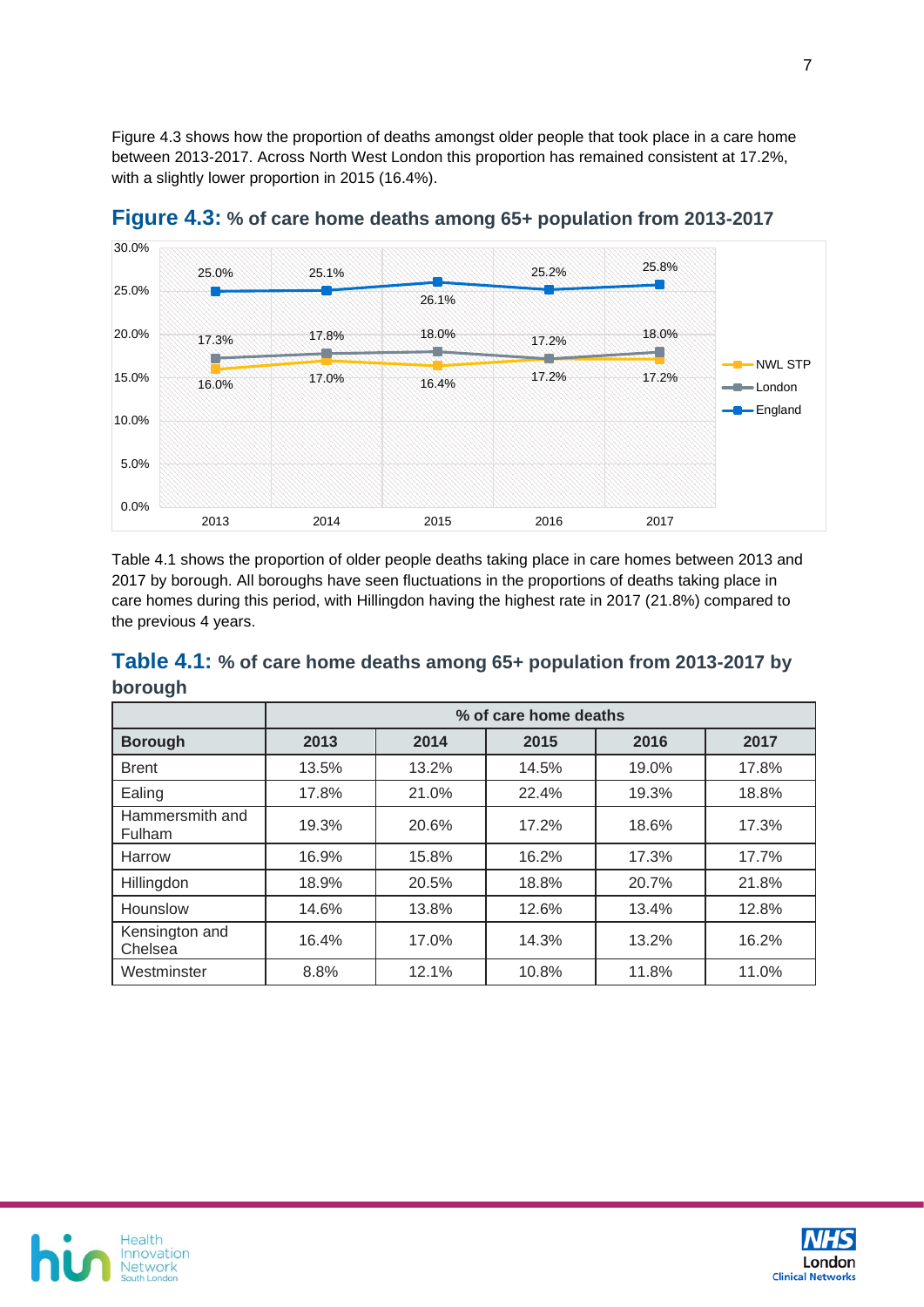Figure 4.3 shows how the proportion of deaths amongst older people that took place in a care home between 2013-2017. Across North West London this proportion has remained consistent at 17.2%, with a slightly lower proportion in 2015 (16.4%).

## Figure 4.3: % of care home deaths among 65+ population from 2013-2017

| Year | NWL STP | London | England |
|---|---|---|---|
| 2013 | 16.0% | 17.3% | 25.0% |
| 2014 | 17.0% | 17.8% | 25.1% |
| 2015 | 16.4% | 18.0% | 26.1% |
| 2016 | 17.2% | 17.2% | 25.2% |
| 2017 | 17.2% | 18.0% | 25.8% |

Table 4.1 shows the proportion of older people deaths taking place in care homes between 2013 and 2017 by borough. All boroughs have seen fluctuations in the proportions of deaths taking place in care homes during this period, with Hillingdon having the highest rate in 2017 (21.8%) compared to the previous 4 years.

## Table 4.1: % of care home deaths among 65+ population from 2013-2017 by borough

| | % of care home deaths | | | | |
|---|---|---|---|---|---|
| **Borough** | **2013** | **2014** | **2015** | **2016** | **2017** |
| Brent | 13.5% | 13.2% | 14.5% | 19.0% | 17.8% |
| Ealing | 17.8% | 21.0% | 22.4% | 19.3% | 18.8% |
| Hammersmith and Fulham | 19.3% | 20.6% | 17.2% | 18.6% | 17.3% |
| Harrow | 16.9% | 15.8% | 16.2% | 17.3% | 17.7% |
| Hillingdon | 18.9% | 20.5% | 18.8% | 20.7% | 21.8% |
| Hounslow | 14.6% | 13.8% | 12.6% | 13.4% | 12.8% |
| Kensington and Chelsea | 16.4% | 17.0% | 14.3% | 13.2% | 16.2% |
| Westminster | 8.8% | 12.1% | 10.8% | 11.8% | 11.0% |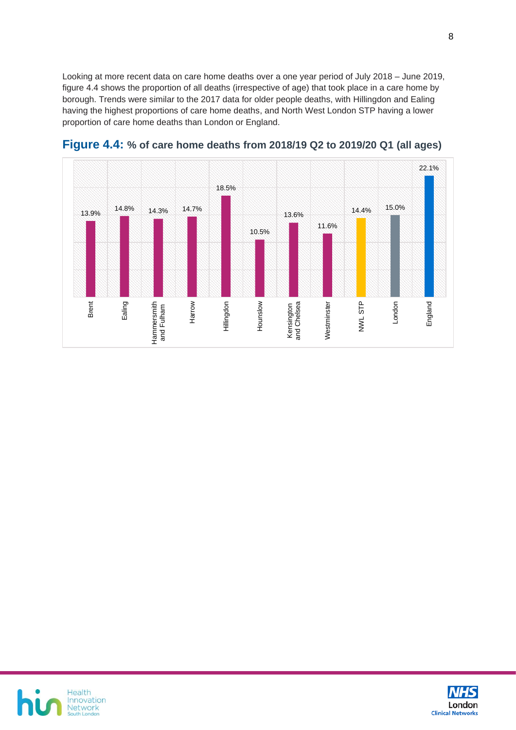Looking at more recent data on care home deaths over a one year period of July 2018 – June 2019, figure 4.4 shows the proportion of all deaths (irrespective of age) that took place in a care home by borough. Trends were similar to the 2017 data for older people deaths, with Hillingdon and Ealing having the highest proportions of care home deaths, and North West London STP having a lower proportion of care home deaths than London or England.

**Figure 4.4: % of care home deaths from 2018/19 Q2 to 2019/20 Q1 (all ages)**

| Area | % of care home deaths |
|---|---|
| Brent | 13.9% |
| Ealing | 14.8% |
| Hammersmith and Fulham | 14.3% |
| Harrow | 14.7% |
| Hillingdon | 18.5% |
| Hounslow | 10.5% |
| Kensington and Chelsea | 13.6% |
| Westminster | 11.6% |
| NWL STP | 14.4% |
| London | 15.0% |
| England | 22.1% |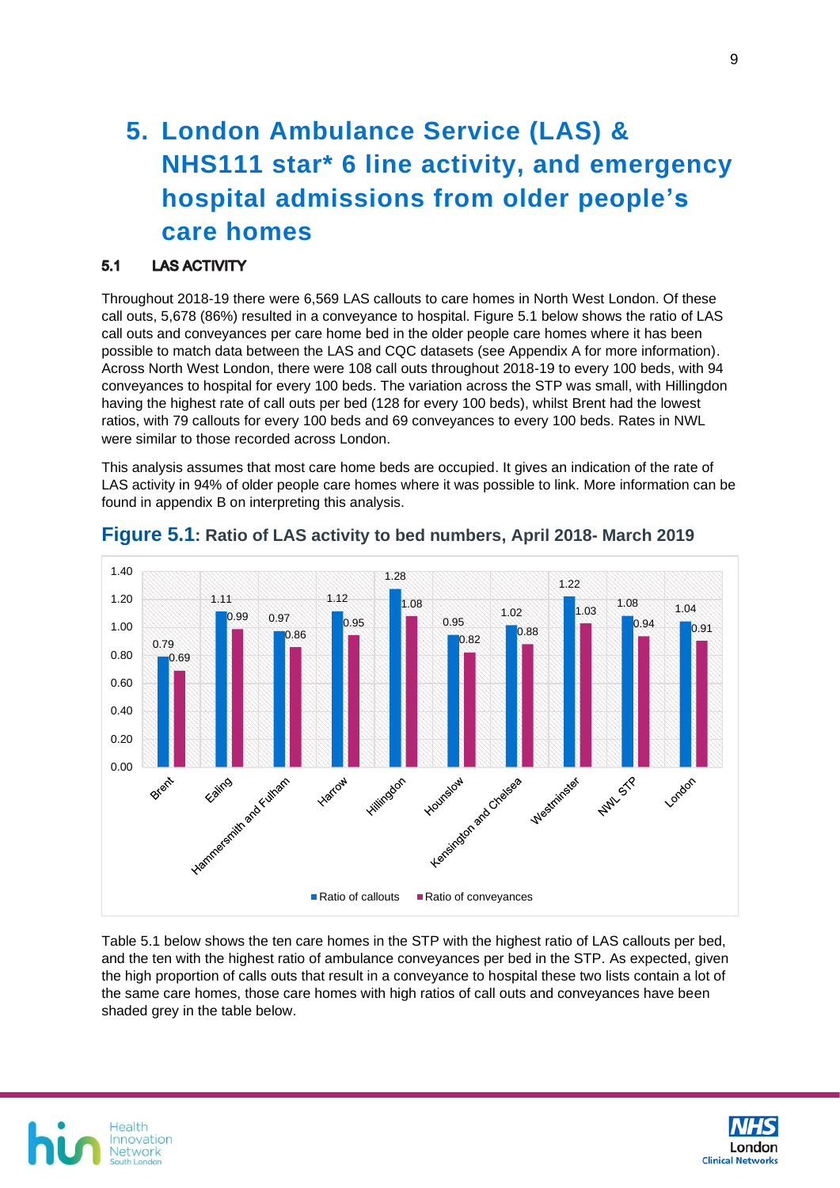# 5. London Ambulance Service (LAS) & NHS111 star* 6 line activity, and emergency hospital admissions from older people's care homes

## 5.1 LAS ACTIVITY

Throughout 2018-19 there were 6,569 LAS callouts to care homes in North West London. Of these call outs, 5,678 (86%) resulted in a conveyance to hospital. Figure 5.1 below shows the ratio of LAS call outs and conveyances per care home bed in the older people care homes where it has been possible to match data between the LAS and CQC datasets (see Appendix A for more information). Across North West London, there were 108 call outs throughout 2018-19 to every 100 beds, with 94 conveyances to hospital for every 100 beds. The variation across the STP was small, with Hillingdon having the highest rate of call outs per bed (128 for every 100 beds), whilst Brent had the lowest ratios, with 79 callouts for every 100 beds and 69 conveyances to every 100 beds. Rates in NWL were similar to those recorded across London.

This analysis assumes that most care home beds are occupied. It gives an indication of the rate of LAS activity in 94% of older people care homes where it was possible to link. More information can be found in appendix B on interpreting this analysis.

### Figure 5.1: Ratio of LAS activity to bed numbers, April 2018- March 2019

| Area | Ratio of callouts | Ratio of conveyances |
|---|---|---|
| Brent | 0.79 | 0.69 |
| Ealing | 1.11 | 0.99 |
| Hammersmith and Fulham | 0.97 | 0.86 |
| Harrow | 1.12 | 0.95 |
| Hillingdon | 1.28 | 1.08 |
| Hounslow | 0.95 | 0.82 |
| Kensington and Chelsea | 1.02 | 0.88 |
| Westminster | 1.22 | 1.03 |
| NWL STP | 1.08 | 0.94 |
| London | 1.04 | 0.91 |

Table 5.1 below shows the ten care homes in the STP with the highest ratio of LAS callouts per bed, and the ten with the highest ratio of ambulance conveyances per bed in the STP. As expected, given the high proportion of calls outs that result in a conveyance to hospital these two lists contain a lot of the same care homes, those care homes with high ratios of call outs and conveyances have been shaded grey in the table below.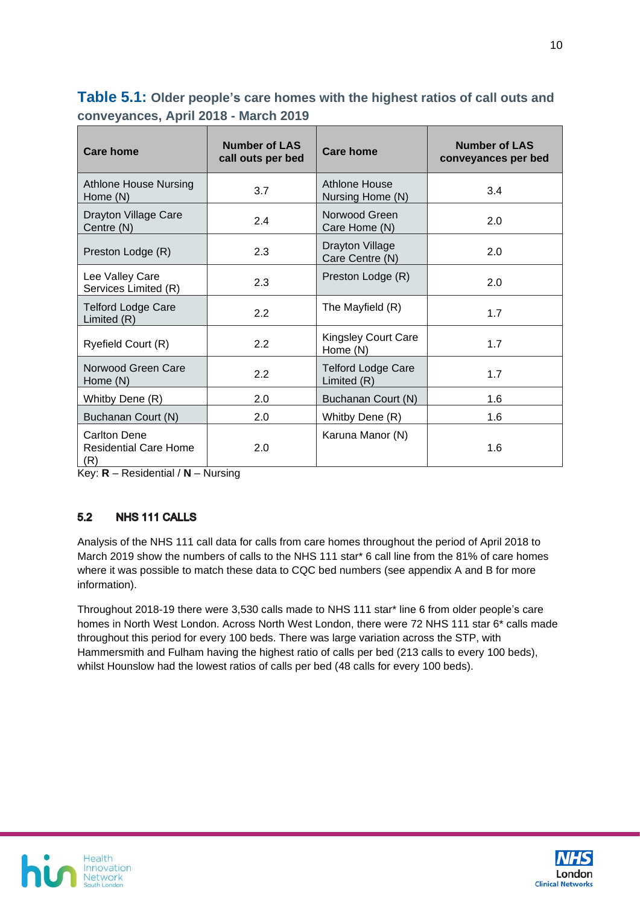**Table 5.1:** **Older people's care homes with the highest ratios of call outs and conveyances, April 2018 - March 2019**

| Care home | Number of LAS call outs per bed | Care home | Number of LAS conveyances per bed |
|---|---|---|---|
| Athlone House Nursing Home (N) | 3.7 | Athlone House Nursing Home (N) | 3.4 |
| Drayton Village Care Centre (N) | 2.4 | Norwood Green Care Home (N) | 2.0 |
| Preston Lodge (R) | 2.3 | Drayton Village Care Centre (N) | 2.0 |
| Lee Valley Care Services Limited (R) | 2.3 | Preston Lodge (R) | 2.0 |
| Telford Lodge Care Limited (R) | 2.2 | The Mayfield (R) | 1.7 |
| Ryefield Court (R) | 2.2 | Kingsley Court Care Home (N) | 1.7 |
| Norwood Green Care Home (N) | 2.2 | Telford Lodge Care Limited (R) | 1.7 |
| Whitby Dene (R) | 2.0 | Buchanan Court (N) | 1.6 |
| Buchanan Court (N) | 2.0 | Whitby Dene (R) | 1.6 |
| Carlton Dene Residential Care Home (R) | 2.0 | Karuna Manor (N) | 1.6 |

Key: **R** – Residential / **N** – Nursing

## 5.2 NHS 111 CALLS

Analysis of the NHS 111 call data for calls from care homes throughout the period of April 2018 to March 2019 show the numbers of calls to the NHS 111 star* 6 call line from the 81% of care homes where it was possible to match these data to CQC bed numbers (see appendix A and B for more information).

Throughout 2018-19 there were 3,530 calls made to NHS 111 star* line 6 from older people's care homes in North West London. Across North West London, there were 72 NHS 111 star 6* calls made throughout this period for every 100 beds. There was large variation across the STP, with Hammersmith and Fulham having the highest ratio of calls per bed (213 calls to every 100 beds), whilst Hounslow had the lowest ratios of calls per bed (48 calls for every 100 beds).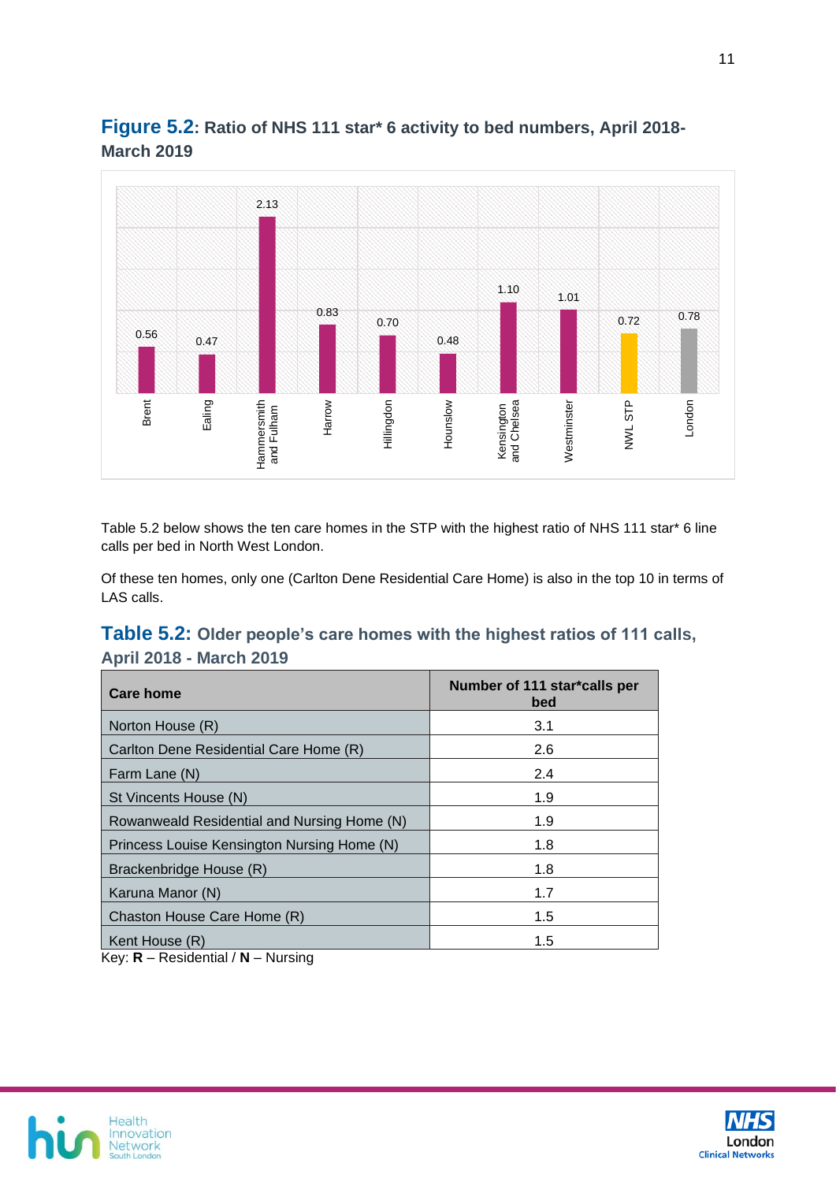**Figure 5.2: Ratio of NHS 111 star* 6 activity to bed numbers, April 2018-March 2019**

| Area | Ratio |
|---|---|
| Brent | 0.56 |
| Ealing | 0.47 |
| Hammersmith and Fulham | 2.13 |
| Harrow | 0.83 |
| Hillingdon | 0.70 |
| Hounslow | 0.48 |
| Kensington and Chelsea | 1.10 |
| Westminster | 1.01 |
| NWL STP | 0.72 |
| London | 0.78 |

Table 5.2 below shows the ten care homes in the STP with the highest ratio of NHS 111 star* 6 line calls per bed in North West London.

Of these ten homes, only one (Carlton Dene Residential Care Home) is also in the top 10 in terms of LAS calls.

**Table 5.2: Older people's care homes with the highest ratios of 111 calls, April 2018 - March 2019**

| Care home | Number of 111 star*calls per bed |
|---|---|
| Norton House (R) | 3.1 |
| Carlton Dene Residential Care Home (R) | 2.6 |
| Farm Lane (N) | 2.4 |
| St Vincents House (N) | 1.9 |
| Rowanweald Residential and Nursing Home (N) | 1.9 |
| Princess Louise Kensington Nursing Home (N) | 1.8 |
| Brackenbridge House (R) | 1.8 |
| Karuna Manor (N) | 1.7 |
| Chaston House Care Home (R) | 1.5 |
| Kent House (R) | 1.5 |

Key: **R** – Residential / **N** – Nursing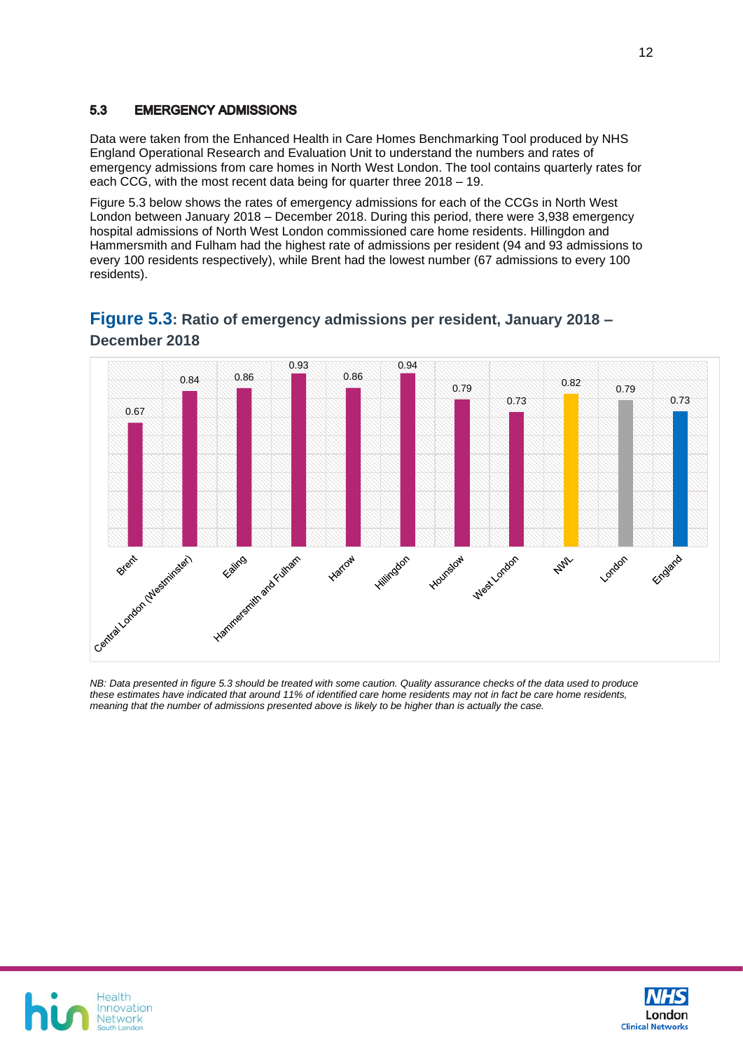## 5.3 EMERGENCY ADMISSIONS

Data were taken from the Enhanced Health in Care Homes Benchmarking Tool produced by NHS England Operational Research and Evaluation Unit to understand the numbers and rates of emergency admissions from care homes in North West London. The tool contains quarterly rates for each CCG, with the most recent data being for quarter three 2018 – 19.

Figure 5.3 below shows the rates of emergency admissions for each of the CCGs in North West London between January 2018 – December 2018. During this period, there were 3,938 emergency hospital admissions of North West London commissioned care home residents. Hillingdon and Hammersmith and Fulham had the highest rate of admissions per resident (94 and 93 admissions to every 100 residents respectively), while Brent had the lowest number (67 admissions to every 100 residents).

**Figure 5.3: Ratio of emergency admissions per resident, January 2018 – December 2018**

| Area | Ratio |
|---|---|
| Brent | 0.67 |
| Central London (Westminster) | 0.84 |
| Ealing | 0.86 |
| Hammersmith and Fulham | 0.93 |
| Harrow | 0.86 |
| Hillingdon | 0.94 |
| Hounslow | 0.79 |
| West London | 0.73 |
| NWL | 0.82 |
| London | 0.79 |
| England | 0.73 |

*NB: Data presented in figure 5.3 should be treated with some caution. Quality assurance checks of the data used to produce these estimates have indicated that around 11% of identified care home residents may not in fact be care home residents, meaning that the number of admissions presented above is likely to be higher than is actually the case.*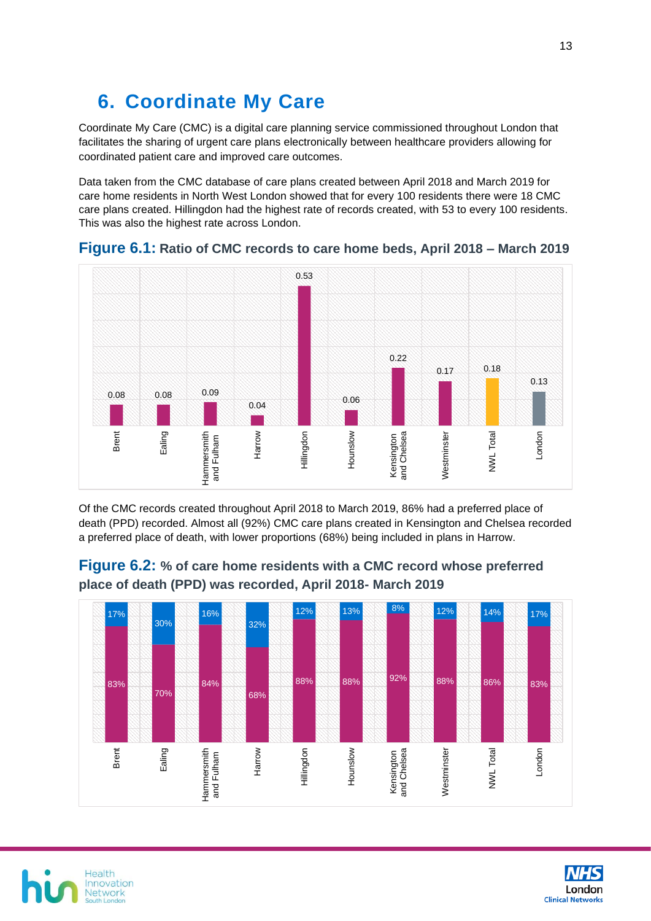# 6. Coordinate My Care

Coordinate My Care (CMC) is a digital care planning service commissioned throughout London that facilitates the sharing of urgent care plans electronically between healthcare providers allowing for coordinated patient care and improved care outcomes.

Data taken from the CMC database of care plans created between April 2018 and March 2019 for care home residents in North West London showed that for every 100 residents there were 18 CMC care plans created. Hillingdon had the highest rate of records created, with 53 to every 100 residents. This was also the highest rate across London.

**Figure 6.1: Ratio of CMC records to care home beds, April 2018 – March 2019**

| Area | Ratio |
|---|---|
| Brent | 0.08 |
| Ealing | 0.08 |
| Hammersmith and Fulham | 0.09 |
| Harrow | 0.04 |
| Hillingdon | 0.53 |
| Hounslow | 0.06 |
| Kensington and Chelsea | 0.22 |
| Westminster | 0.17 |
| NWL Total | 0.18 |
| London | 0.13 |

Of the CMC records created throughout April 2018 to March 2019, 86% had a preferred place of death (PPD) recorded. Almost all (92%) CMC care plans created in Kensington and Chelsea recorded a preferred place of death, with lower proportions (68%) being included in plans in Harrow.

**Figure 6.2: % of care home residents with a CMC record whose preferred place of death (PPD) was recorded, April 2018- March 2019**

| Area | PPD recorded | Not recorded |
|---|---|---|
| Brent | 83% | 17% |
| Ealing | 70% | 30% |
| Hammersmith and Fulham | 84% | 16% |
| Harrow | 68% | 32% |
| Hillingdon | 88% | 12% |
| Hounslow | 88% | 13% |
| Kensington and Chelsea | 92% | 8% |
| Westminster | 88% | 12% |
| NWL Total | 86% | 14% |
| London | 83% | 17% |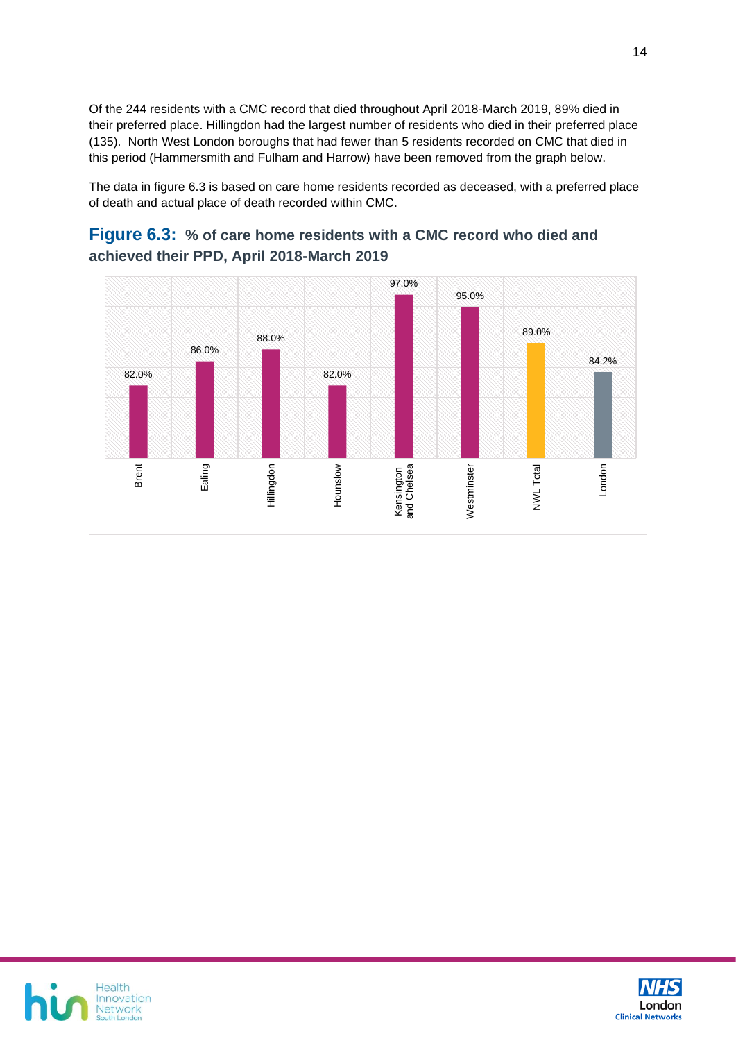Of the 244 residents with a CMC record that died throughout April 2018-March 2019, 89% died in their preferred place. Hillingdon had the largest number of residents who died in their preferred place (135). North West London boroughs that had fewer than 5 residents recorded on CMC that died in this period (Hammersmith and Fulham and Harrow) have been removed from the graph below.

The data in figure 6.3 is based on care home residents recorded as deceased, with a preferred place of death and actual place of death recorded within CMC.

### **Figure 6.3:** % of care home residents with a CMC record who died and achieved their PPD, April 2018-March 2019

| Area | % |
|---|---|
| Brent | 82.0% |
| Ealing | 86.0% |
| Hillingdon | 88.0% |
| Hounslow | 82.0% |
| Kensington and Chelsea | 97.0% |
| Westminster | 95.0% |
| NWL Total | 89.0% |
| London | 84.2% |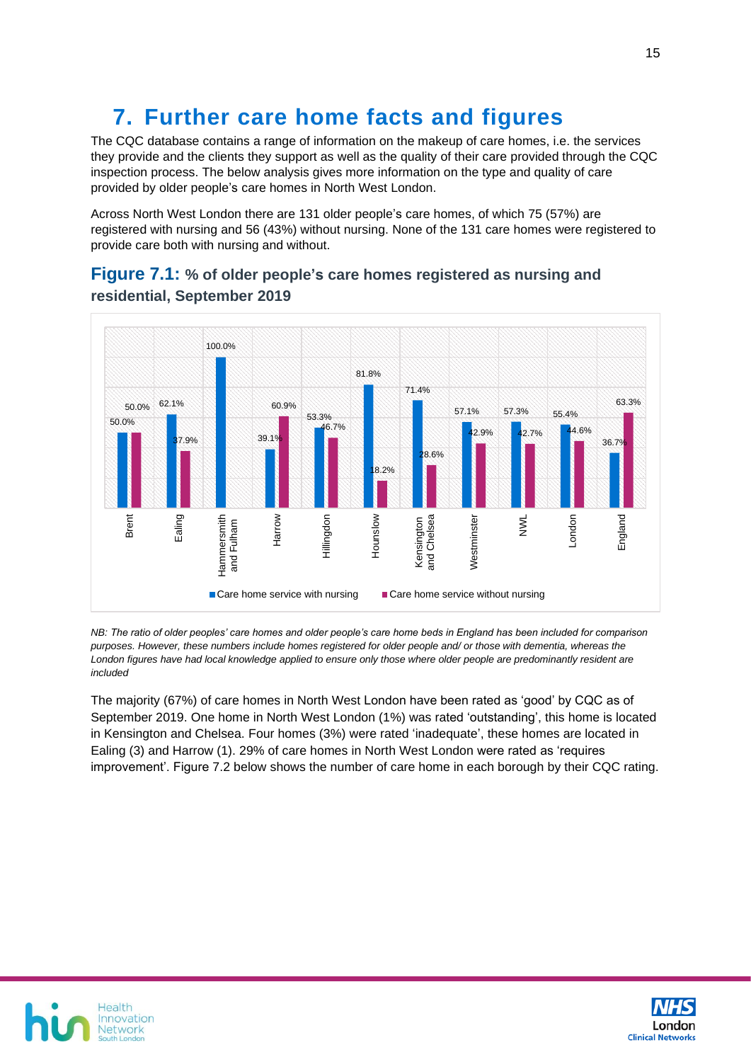# 7. Further care home facts and figures

The CQC database contains a range of information on the makeup of care homes, i.e. the services they provide and the clients they support as well as the quality of their care provided through the CQC inspection process. The below analysis gives more information on the type and quality of care provided by older people's care homes in North West London.

Across North West London there are 131 older people's care homes, of which 75 (57%) are registered with nursing and 56 (43%) without nursing. None of the 131 care homes were registered to provide care both with nursing and without.

## Figure 7.1: % of older people's care homes registered as nursing and residential, September 2019

| | Care home service with nursing | Care home service without nursing |
|---|---|---|
| Brent | 50.0% | 50.0% |
| Ealing | 62.1% | 37.9% |
| Hammersmith and Fulham | 100.0% | |
| Harrow | 39.1% | 60.9% |
| Hillingdon | 53.3% | 46.7% |
| Hounslow | 81.8% | 18.2% |
| Kensington and Chelsea | 71.4% | 28.6% |
| Westminster | 57.1% | 42.9% |
| NWL | 57.3% | 42.7% |
| London | 55.4% | 44.6% |
| England | 36.7% | 63.3% |

*NB: The ratio of older peoples' care homes and older people's care home beds in England has been included for comparison purposes. However, these numbers include homes registered for older people and/ or those with dementia, whereas the London figures have had local knowledge applied to ensure only those where older people are predominantly resident are included*

The majority (67%) of care homes in North West London have been rated as 'good' by CQC as of September 2019. One home in North West London (1%) was rated 'outstanding', this home is located in Kensington and Chelsea. Four homes (3%) were rated 'inadequate', these homes are located in Ealing (3) and Harrow (1). 29% of care homes in North West London were rated as 'requires improvement'. Figure 7.2 below shows the number of care home in each borough by their CQC rating.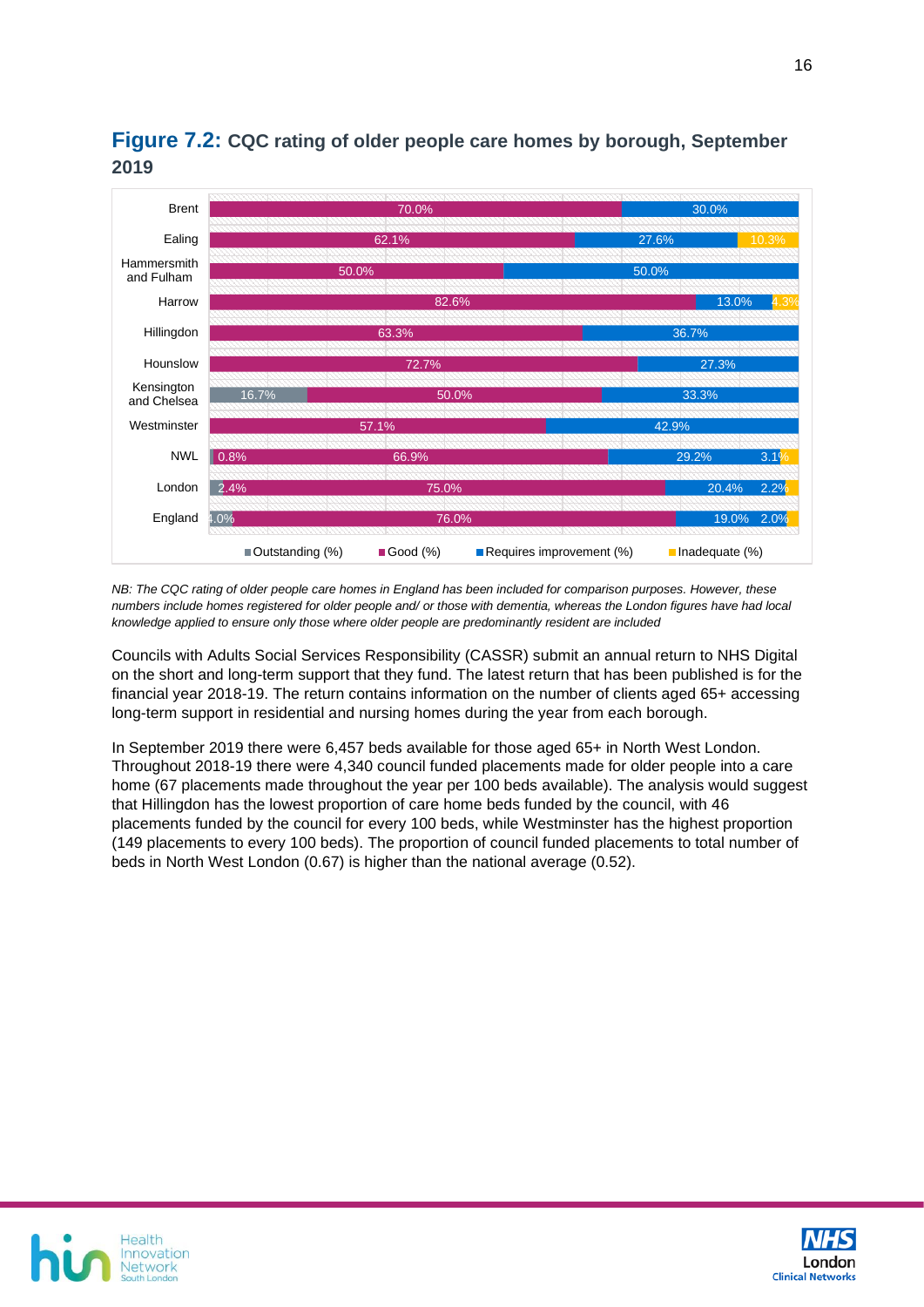## Figure 7.2: CQC rating of older people care homes by borough, September 2019

| Borough | Outstanding (%) | Good (%) | Requires improvement (%) | Inadequate (%) |
|---|---|---|---|---|
| Brent | | 70.0% | 30.0% | |
| Ealing | | 62.1% | 27.6% | 10.3% |
| Hammersmith and Fulham | | 50.0% | 50.0% | |
| Harrow | | 82.6% | 13.0% | 4.3% |
| Hillingdon | | 63.3% | 36.7% | |
| Hounslow | | 72.7% | 27.3% | |
| Kensington and Chelsea | 16.7% | 50.0% | 33.3% | |
| Westminster | | 57.1% | 42.9% | |
| NWL | 0.8% | 66.9% | 29.2% | 3.1% |
| London | 2.4% | 75.0% | 20.4% | 2.2% |
| England | 4.0% | 76.0% | 19.0% | 2.0% |

*NB: The CQC rating of older people care homes in England has been included for comparison purposes. However, these numbers include homes registered for older people and/ or those with dementia, whereas the London figures have had local knowledge applied to ensure only those where older people are predominantly resident are included*

Councils with Adults Social Services Responsibility (CASSR) submit an annual return to NHS Digital on the short and long-term support that they fund. The latest return that has been published is for the financial year 2018-19. The return contains information on the number of clients aged 65+ accessing long-term support in residential and nursing homes during the year from each borough.

In September 2019 there were 6,457 beds available for those aged 65+ in North West London. Throughout 2018-19 there were 4,340 council funded placements made for older people into a care home (67 placements made throughout the year per 100 beds available). The analysis would suggest that Hillingdon has the lowest proportion of care home beds funded by the council, with 46 placements funded by the council for every 100 beds, while Westminster has the highest proportion (149 placements to every 100 beds). The proportion of council funded placements to total number of beds in North West London (0.67) is higher than the national average (0.52).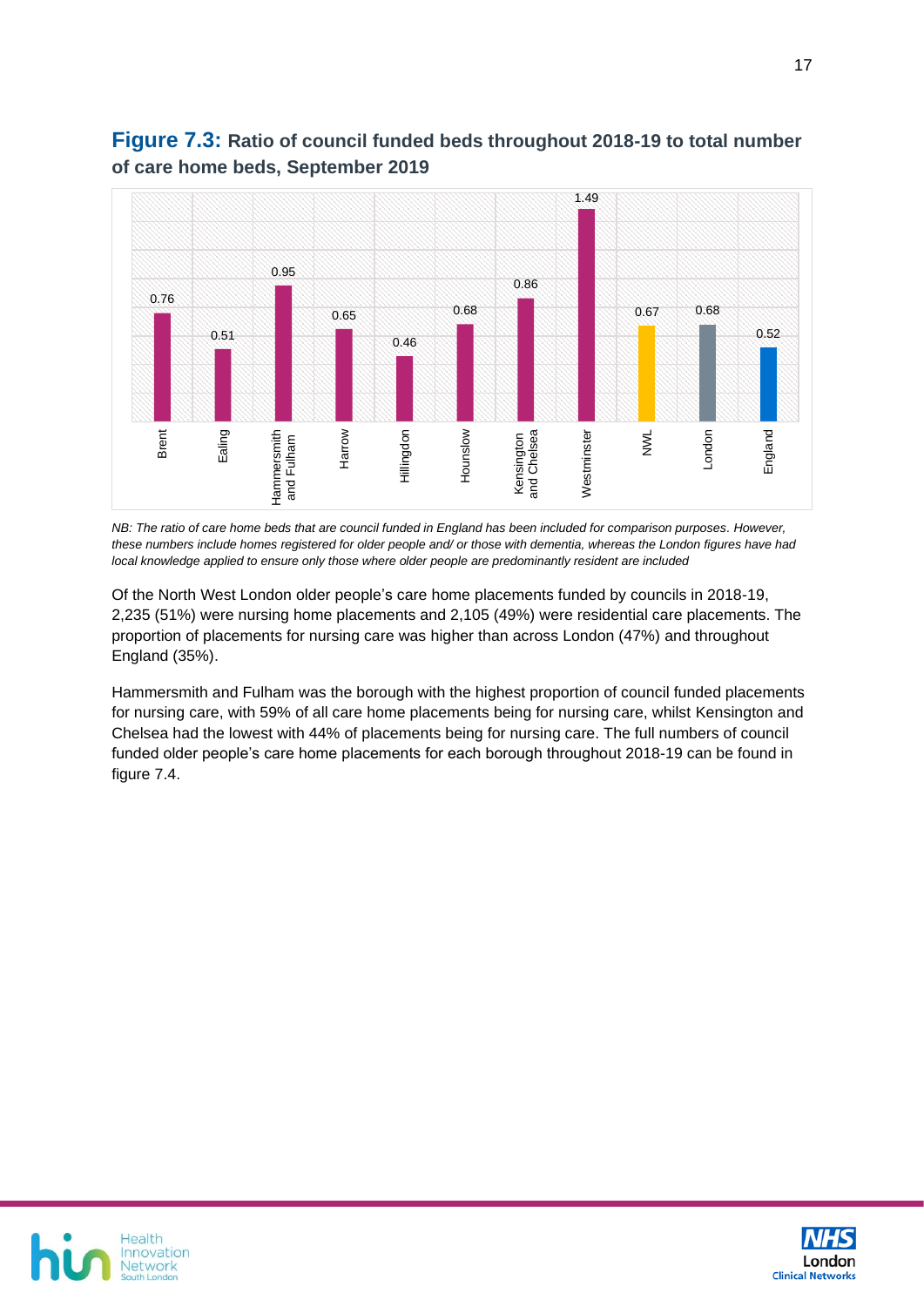**Figure 7.3:** **Ratio of council funded beds throughout 2018-19 to total number of care home beds, September 2019**

| Area | Ratio |
|---|---|
| Brent | 0.76 |
| Ealing | 0.51 |
| Hammersmith and Fulham | 0.95 |
| Harrow | 0.65 |
| Hillingdon | 0.46 |
| Hounslow | 0.68 |
| Kensington and Chelsea | 0.86 |
| Westminster | 1.49 |
| NWL | 0.67 |
| London | 0.68 |
| England | 0.52 |

*NB: The ratio of care home beds that are council funded in England has been included for comparison purposes. However, these numbers include homes registered for older people and/ or those with dementia, whereas the London figures have had local knowledge applied to ensure only those where older people are predominantly resident are included*

Of the North West London older people's care home placements funded by councils in 2018-19, 2,235 (51%) were nursing home placements and 2,105 (49%) were residential care placements. The proportion of placements for nursing care was higher than across London (47%) and throughout England (35%).

Hammersmith and Fulham was the borough with the highest proportion of council funded placements for nursing care, with 59% of all care home placements being for nursing care, whilst Kensington and Chelsea had the lowest with 44% of placements being for nursing care. The full numbers of council funded older people's care home placements for each borough throughout 2018-19 can be found in figure 7.4.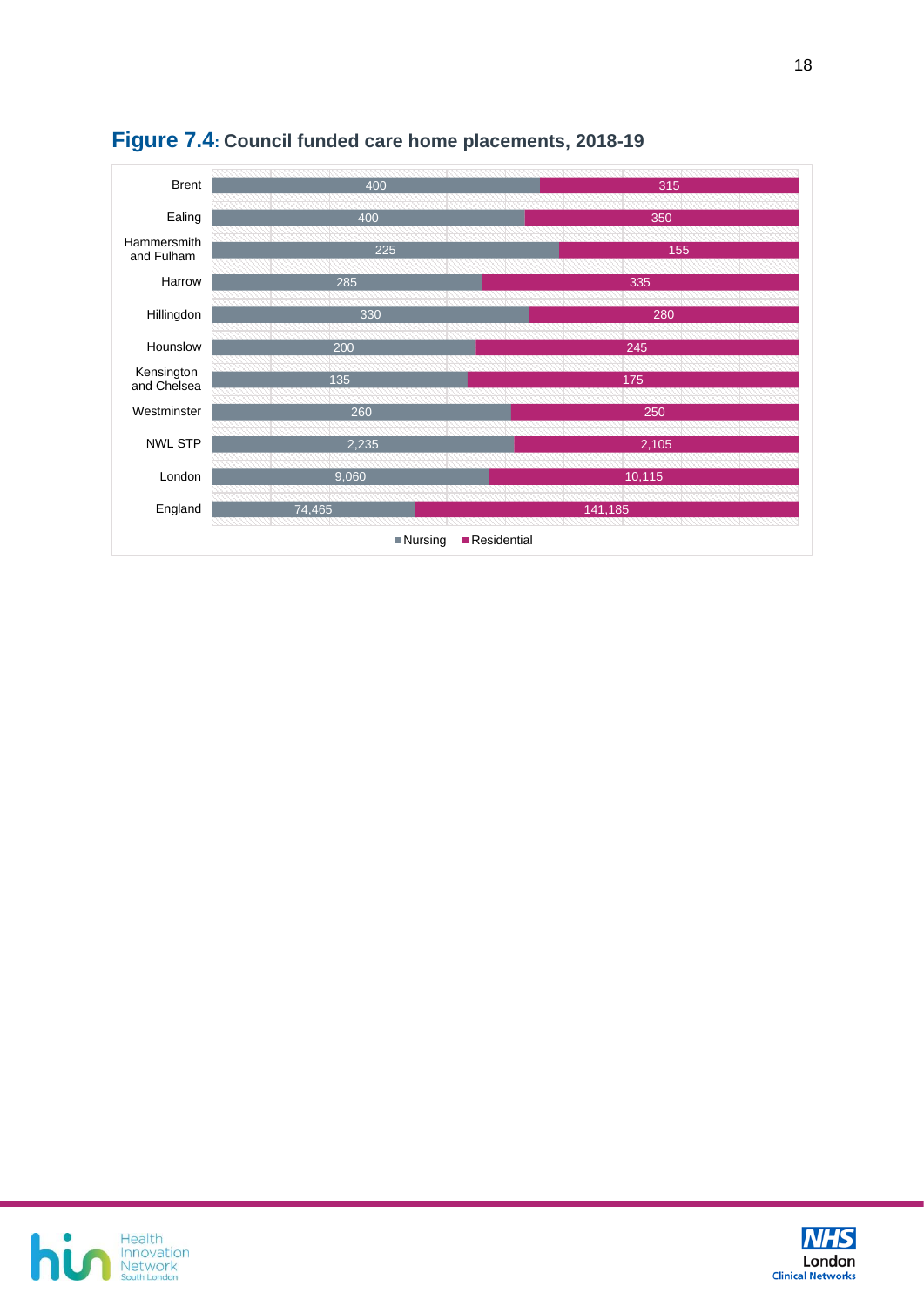## Figure 7.4: Council funded care home placements, 2018-19

| | Nursing | Residential |
|---|---|---|
| Brent | 400 | 315 |
| Ealing | 400 | 350 |
| Hammersmith and Fulham | 225 | 155 |
| Harrow | 285 | 335 |
| Hillingdon | 330 | 280 |
| Hounslow | 200 | 245 |
| Kensington and Chelsea | 135 | 175 |
| Westminster | 260 | 250 |
| NWL STP | 2,235 | 2,105 |
| London | 9,060 | 10,115 |
| England | 74,465 | 141,185 |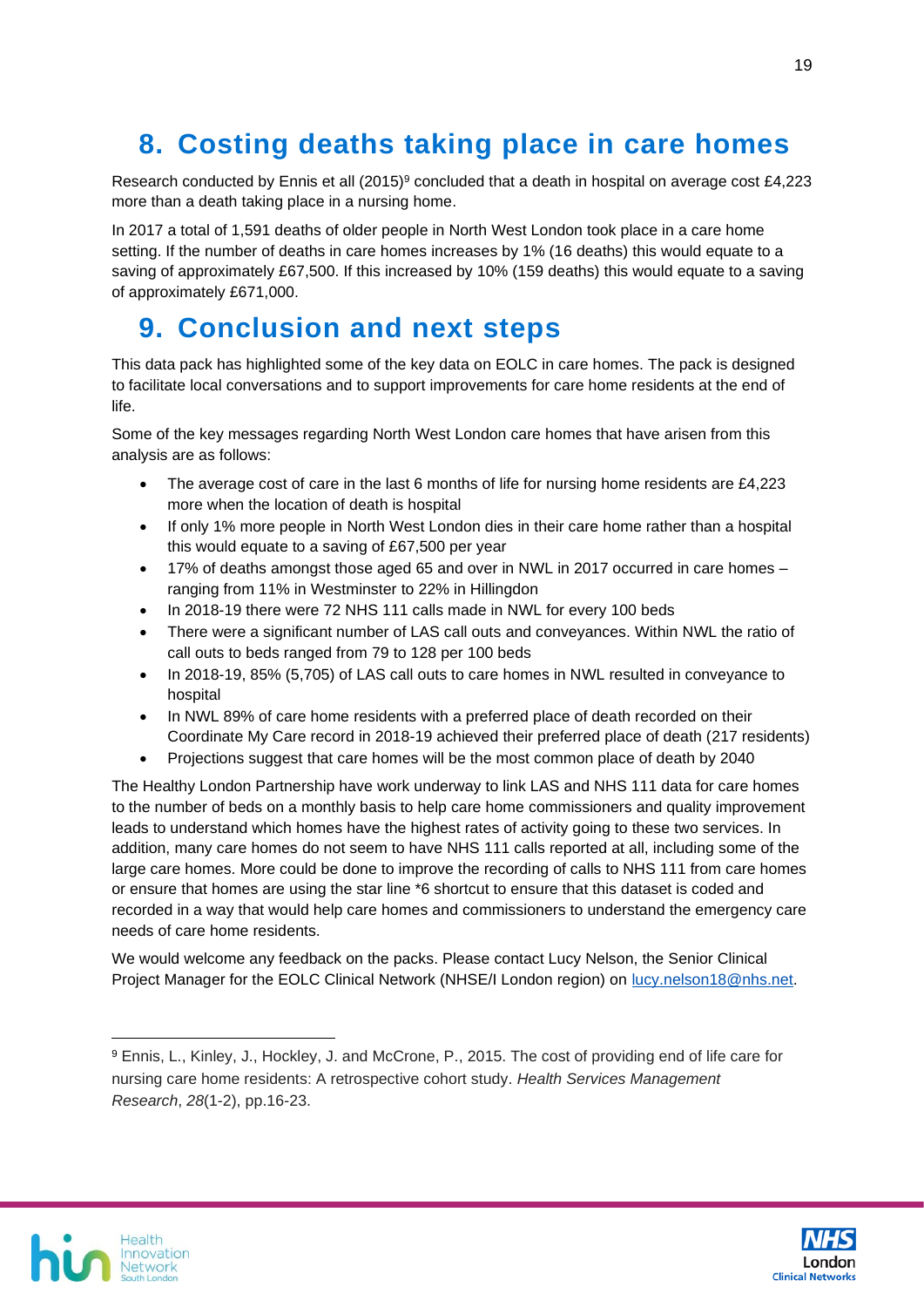# 8. Costing deaths taking place in care homes

Research conducted by Ennis et all (2015)[9] concluded that a death in hospital on average cost £4,223 more than a death taking place in a nursing home.

In 2017 a total of 1,591 deaths of older people in North West London took place in a care home setting. If the number of deaths in care homes increases by 1% (16 deaths) this would equate to a saving of approximately £67,500. If this increased by 10% (159 deaths) this would equate to a saving of approximately £671,000.

# 9. Conclusion and next steps

This data pack has highlighted some of the key data on EOLC in care homes. The pack is designed to facilitate local conversations and to support improvements for care home residents at the end of life.

Some of the key messages regarding North West London care homes that have arisen from this analysis are as follows:

- The average cost of care in the last 6 months of life for nursing home residents are £4,223 more when the location of death is hospital
- If only 1% more people in North West London dies in their care home rather than a hospital this would equate to a saving of £67,500 per year
- 17% of deaths amongst those aged 65 and over in NWL in 2017 occurred in care homes – ranging from 11% in Westminster to 22% in Hillingdon
- In 2018-19 there were 72 NHS 111 calls made in NWL for every 100 beds
- There were a significant number of LAS call outs and conveyances. Within NWL the ratio of call outs to beds ranged from 79 to 128 per 100 beds
- In 2018-19, 85% (5,705) of LAS call outs to care homes in NWL resulted in conveyance to hospital
- In NWL 89% of care home residents with a preferred place of death recorded on their Coordinate My Care record in 2018-19 achieved their preferred place of death (217 residents)
- Projections suggest that care homes will be the most common place of death by 2040

The Healthy London Partnership have work underway to link LAS and NHS 111 data for care homes to the number of beds on a monthly basis to help care home commissioners and quality improvement leads to understand which homes have the highest rates of activity going to these two services. In addition, many care homes do not seem to have NHS 111 calls reported at all, including some of the large care homes. More could be done to improve the recording of calls to NHS 111 from care homes or ensure that homes are using the star line *6 shortcut to ensure that this dataset is coded and recorded in a way that would help care homes and commissioners to understand the emergency care needs of care home residents.

We would welcome any feedback on the packs. Please contact Lucy Nelson, the Senior Clinical Project Manager for the EOLC Clinical Network (NHSE/I London region) on lucy.nelson18@nhs.net.

---

[9] Ennis, L., Kinley, J., Hockley, J. and McCrone, P., 2015. The cost of providing end of life care for nursing care home residents: A retrospective cohort study. *Health Services Management Research*, *28*(1-2), pp.16-23.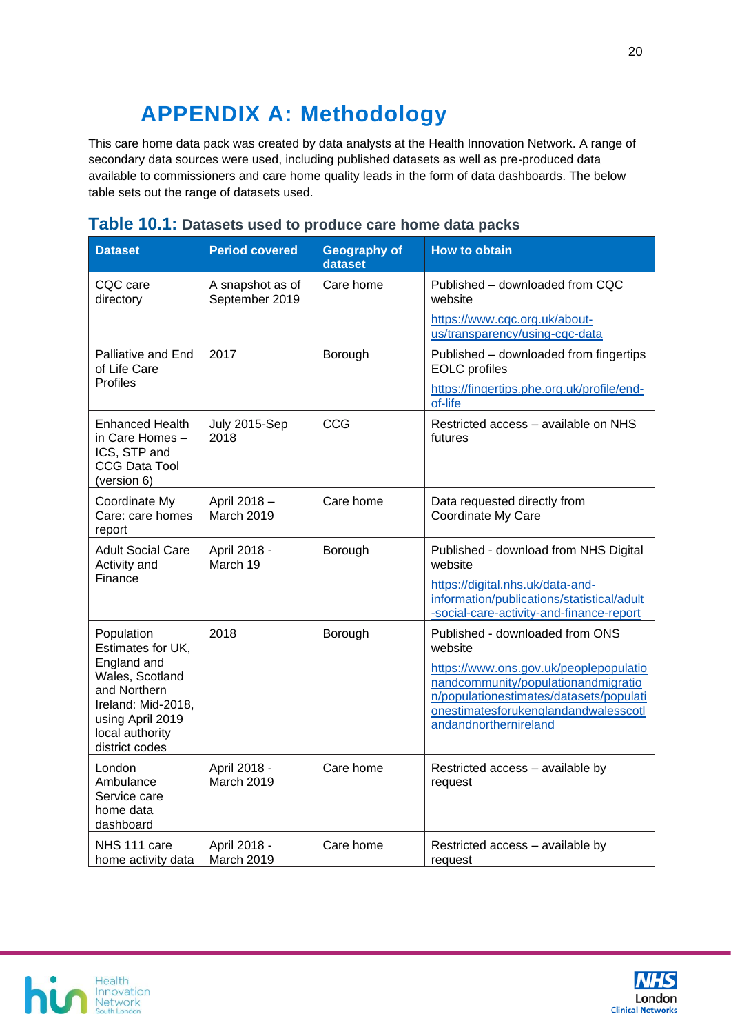# APPENDIX A: Methodology

This care home data pack was created by data analysts at the Health Innovation Network. A range of secondary data sources were used, including published datasets as well as pre-produced data available to commissioners and care home quality leads in the form of data dashboards. The below table sets out the range of datasets used.

**Table 10.1: Datasets used to produce care home data packs**

| Dataset | Period covered | Geography of dataset | How to obtain |
|---|---|---|---|
| CQC care directory | A snapshot as of September 2019 | Care home | Published – downloaded from CQC website https://www.cqc.org.uk/about-us/transparency/using-cqc-data |
| Palliative and End of Life Care Profiles | 2017 | Borough | Published – downloaded from fingertips EOLC profiles https://fingertips.phe.org.uk/profile/end-of-life |
| Enhanced Health in Care Homes – ICS, STP and CCG Data Tool (version 6) | July 2015-Sep 2018 | CCG | Restricted access – available on NHS futures |
| Coordinate My Care: care homes report | April 2018 – March 2019 | Care home | Data requested directly from Coordinate My Care |
| Adult Social Care Activity and Finance | April 2018 - March 19 | Borough | Published - download from NHS Digital website https://digital.nhs.uk/data-and-information/publications/statistical/adult-social-care-activity-and-finance-report |
| Population Estimates for UK, England and Wales, Scotland and Northern Ireland: Mid-2018, using April 2019 local authority district codes | 2018 | Borough | Published - downloaded from ONS website https://www.ons.gov.uk/peoplepopulationandcommunity/populationandmigration/populationestimates/datasets/populationestimatesforukenglandandwalesscotlandandnorthernireland |
| London Ambulance Service care home data dashboard | April 2018 - March 2019 | Care home | Restricted access – available by request |
| NHS 111 care home activity data | April 2018 - March 2019 | Care home | Restricted access – available by request |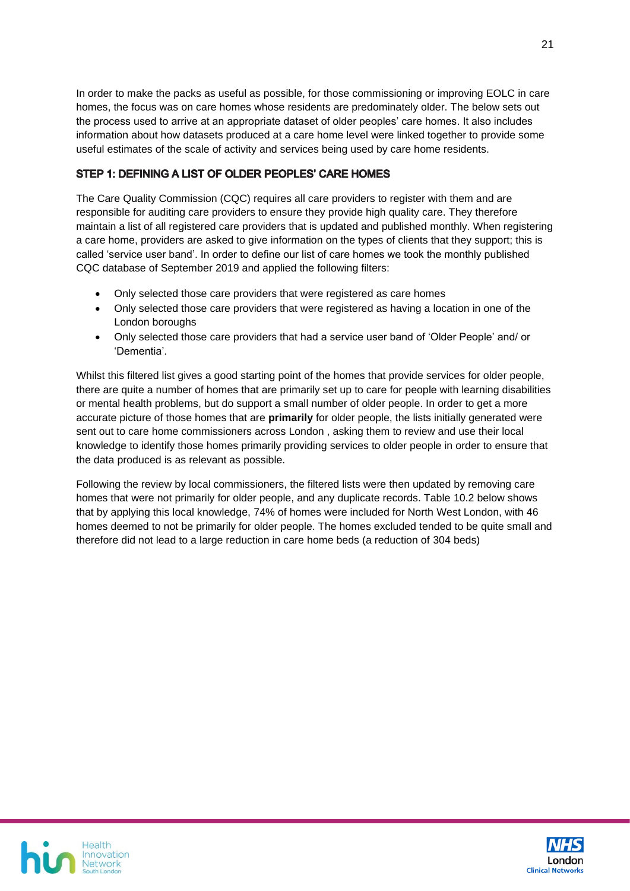In order to make the packs as useful as possible, for those commissioning or improving EOLC in care homes, the focus was on care homes whose residents are predominately older. The below sets out the process used to arrive at an appropriate dataset of older peoples' care homes. It also includes information about how datasets produced at a care home level were linked together to provide some useful estimates of the scale of activity and services being used by care home residents.

## STEP 1: DEFINING A LIST OF OLDER PEOPLES' CARE HOMES

The Care Quality Commission (CQC) requires all care providers to register with them and are responsible for auditing care providers to ensure they provide high quality care. They therefore maintain a list of all registered care providers that is updated and published monthly. When registering a care home, providers are asked to give information on the types of clients that they support; this is called 'service user band'. In order to define our list of care homes we took the monthly published CQC database of September 2019 and applied the following filters:

- Only selected those care providers that were registered as care homes
- Only selected those care providers that were registered as having a location in one of the London boroughs
- Only selected those care providers that had a service user band of 'Older People' and/ or 'Dementia'.

Whilst this filtered list gives a good starting point of the homes that provide services for older people, there are quite a number of homes that are primarily set up to care for people with learning disabilities or mental health problems, but do support a small number of older people. In order to get a more accurate picture of those homes that are **primarily** for older people, the lists initially generated were sent out to care home commissioners across London , asking them to review and use their local knowledge to identify those homes primarily providing services to older people in order to ensure that the data produced is as relevant as possible.

Following the review by local commissioners, the filtered lists were then updated by removing care homes that were not primarily for older people, and any duplicate records. Table 10.2 below shows that by applying this local knowledge, 74% of homes were included for North West London, with 46 homes deemed to not be primarily for older people. The homes excluded tended to be quite small and therefore did not lead to a large reduction in care home beds (a reduction of 304 beds)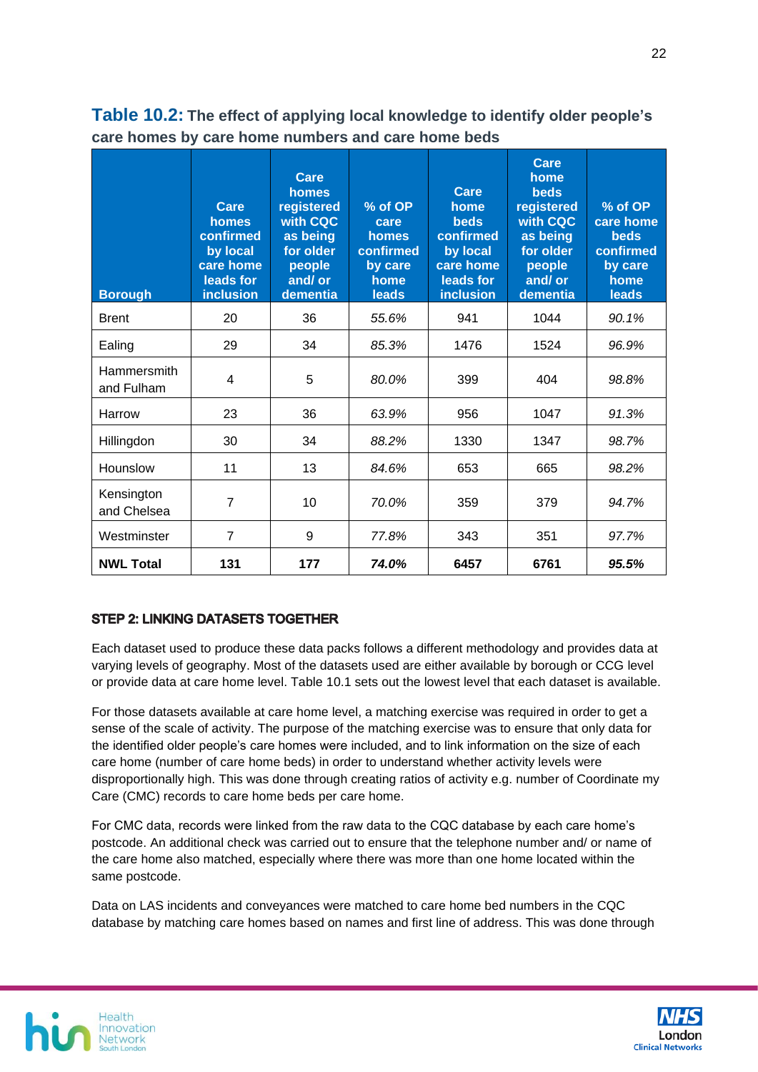**Table 10.2:** **The effect of applying local knowledge to identify older people's care homes by care home numbers and care home beds**

| Borough | Care homes confirmed by local care home leads for inclusion | Care homes registered with CQC as being for older people and/ or dementia | % of OP care homes confirmed by care home leads | Care home beds confirmed by local care home leads for inclusion | Care home beds registered with CQC as being for older people and/ or dementia | % of OP care home beds confirmed by care home leads |
|---|---|---|---|---|---|---|
| Brent | 20 | 36 | *55.6%* | 941 | 1044 | *90.1%* |
| Ealing | 29 | 34 | *85.3%* | 1476 | 1524 | *96.9%* |
| Hammersmith and Fulham | 4 | 5 | *80.0%* | 399 | 404 | *98.8%* |
| Harrow | 23 | 36 | *63.9%* | 956 | 1047 | *91.3%* |
| Hillingdon | 30 | 34 | *88.2%* | 1330 | 1347 | *98.7%* |
| Hounslow | 11 | 13 | *84.6%* | 653 | 665 | *98.2%* |
| Kensington and Chelsea | 7 | 10 | *70.0%* | 359 | 379 | *94.7%* |
| Westminster | 7 | 9 | *77.8%* | 343 | 351 | *97.7%* |
| **NWL Total** | **131** | **177** | ***74.0%*** | **6457** | **6761** | ***95.5%*** |

### STEP 2: LINKING DATASETS TOGETHER

Each dataset used to produce these data packs follows a different methodology and provides data at varying levels of geography. Most of the datasets used are either available by borough or CCG level or provide data at care home level. Table 10.1 sets out the lowest level that each dataset is available.

For those datasets available at care home level, a matching exercise was required in order to get a sense of the scale of activity. The purpose of the matching exercise was to ensure that only data for the identified older people's care homes were included, and to link information on the size of each care home (number of care home beds) in order to understand whether activity levels were disproportionally high. This was done through creating ratios of activity e.g. number of Coordinate my Care (CMC) records to care home beds per care home.

For CMC data, records were linked from the raw data to the CQC database by each care home's postcode. An additional check was carried out to ensure that the telephone number and/ or name of the care home also matched, especially where there was more than one home located within the same postcode.

Data on LAS incidents and conveyances were matched to care home bed numbers in the CQC database by matching care homes based on names and first line of address. This was done through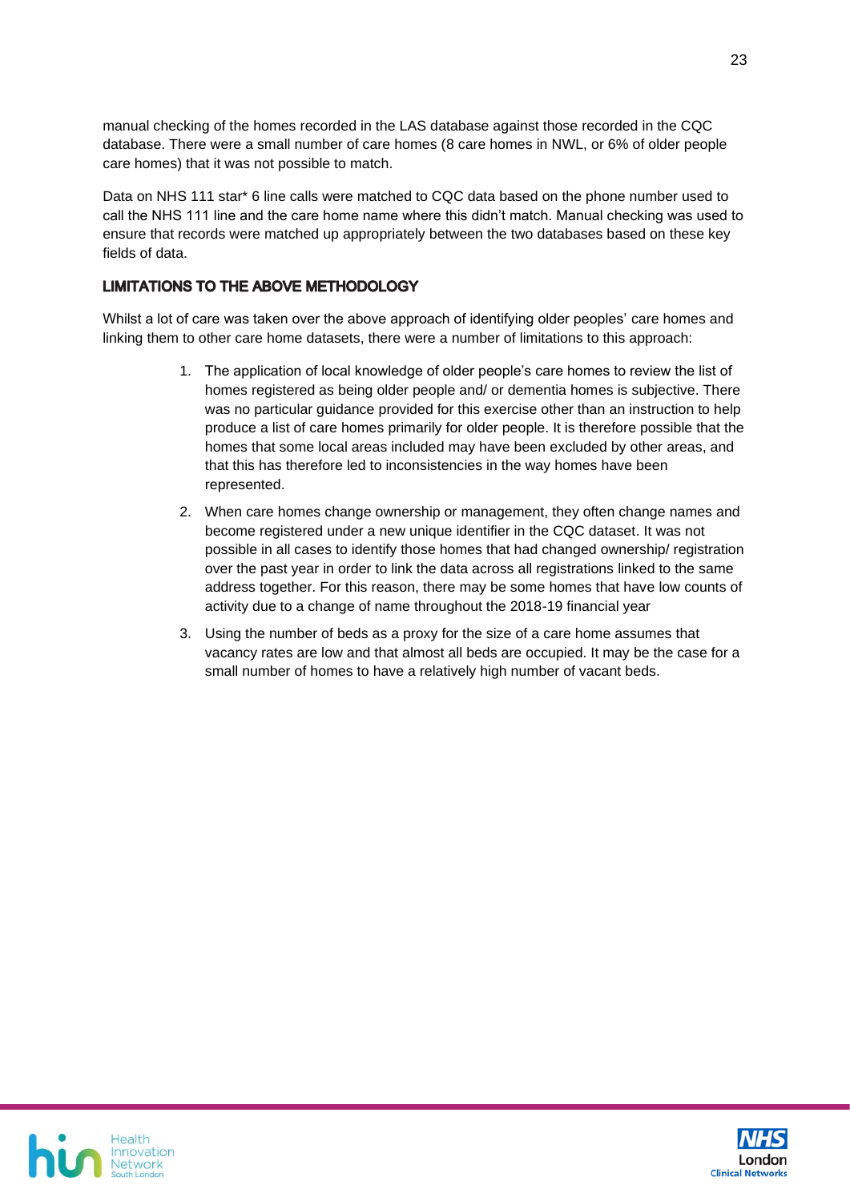manual checking of the homes recorded in the LAS database against those recorded in the CQC database. There were a small number of care homes (8 care homes in NWL, or 6% of older people care homes) that it was not possible to match.

Data on NHS 111 star* 6 line calls were matched to CQC data based on the phone number used to call the NHS 111 line and the care home name where this didn't match. Manual checking was used to ensure that records were matched up appropriately between the two databases based on these key fields of data.

### LIMITATIONS TO THE ABOVE METHODOLOGY

Whilst a lot of care was taken over the above approach of identifying older peoples' care homes and linking them to other care home datasets, there were a number of limitations to this approach:

1. The application of local knowledge of older people's care homes to review the list of homes registered as being older people and/ or dementia homes is subjective. There was no particular guidance provided for this exercise other than an instruction to help produce a list of care homes primarily for older people. It is therefore possible that the homes that some local areas included may have been excluded by other areas, and that this has therefore led to inconsistencies in the way homes have been represented.
2. When care homes change ownership or management, they often change names and become registered under a new unique identifier in the CQC dataset. It was not possible in all cases to identify those homes that had changed ownership/ registration over the past year in order to link the data across all registrations linked to the same address together. For this reason, there may be some homes that have low counts of activity due to a change of name throughout the 2018-19 financial year
3. Using the number of beds as a proxy for the size of a care home assumes that vacancy rates are low and that almost all beds are occupied. It may be the case for a small number of homes to have a relatively high number of vacant beds.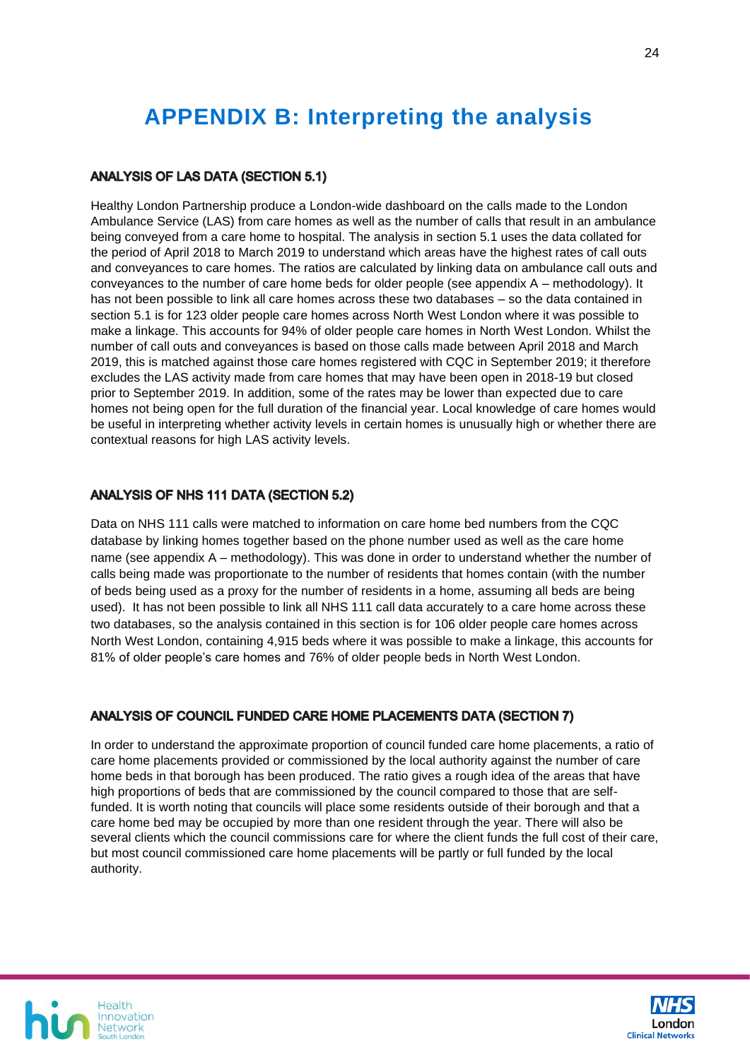# APPENDIX B: Interpreting the analysis

### ANALYSIS OF LAS DATA (SECTION 5.1)

Healthy London Partnership produce a London-wide dashboard on the calls made to the London Ambulance Service (LAS) from care homes as well as the number of calls that result in an ambulance being conveyed from a care home to hospital. The analysis in section 5.1 uses the data collated for the period of April 2018 to March 2019 to understand which areas have the highest rates of call outs and conveyances to care homes. The ratios are calculated by linking data on ambulance call outs and conveyances to the number of care home beds for older people (see appendix A – methodology). It has not been possible to link all care homes across these two databases – so the data contained in section 5.1 is for 123 older people care homes across North West London where it was possible to make a linkage. This accounts for 94% of older people care homes in North West London. Whilst the number of call outs and conveyances is based on those calls made between April 2018 and March 2019, this is matched against those care homes registered with CQC in September 2019; it therefore excludes the LAS activity made from care homes that may have been open in 2018-19 but closed prior to September 2019. In addition, some of the rates may be lower than expected due to care homes not being open for the full duration of the financial year. Local knowledge of care homes would be useful in interpreting whether activity levels in certain homes is unusually high or whether there are contextual reasons for high LAS activity levels.

### ANALYSIS OF NHS 111 DATA (SECTION 5.2)

Data on NHS 111 calls were matched to information on care home bed numbers from the CQC database by linking homes together based on the phone number used as well as the care home name (see appendix A – methodology). This was done in order to understand whether the number of calls being made was proportionate to the number of residents that homes contain (with the number of beds being used as a proxy for the number of residents in a home, assuming all beds are being used). It has not been possible to link all NHS 111 call data accurately to a care home across these two databases, so the analysis contained in this section is for 106 older people care homes across North West London, containing 4,915 beds where it was possible to make a linkage, this accounts for 81% of older people's care homes and 76% of older people beds in North West London.

### ANALYSIS OF COUNCIL FUNDED CARE HOME PLACEMENTS DATA (SECTION 7)

In order to understand the approximate proportion of council funded care home placements, a ratio of care home placements provided or commissioned by the local authority against the number of care home beds in that borough has been produced. The ratio gives a rough idea of the areas that have high proportions of beds that are commissioned by the council compared to those that are self-funded. It is worth noting that councils will place some residents outside of their borough and that a care home bed may be occupied by more than one resident through the year. There will also be several clients which the council commissions care for where the client funds the full cost of their care, but most council commissioned care home placements will be partly or full funded by the local authority.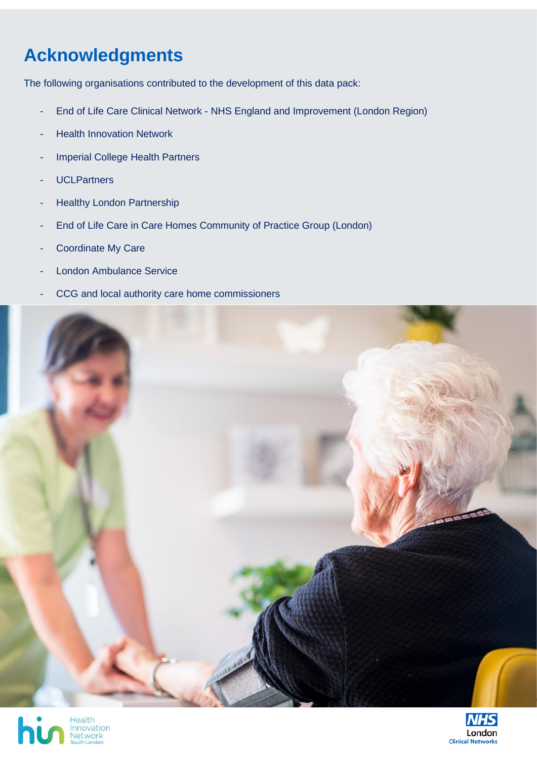# Acknowledgments

The following organisations contributed to the development of this data pack:

- End of Life Care Clinical Network - NHS England and Improvement (London Region)
- Health Innovation Network
- Imperial College Health Partners
- UCLPartners
- Healthy London Partnership
- End of Life Care in Care Homes Community of Practice Group (London)
- Coordinate My Care
- London Ambulance Service
- CCG and local authority care home commissioners